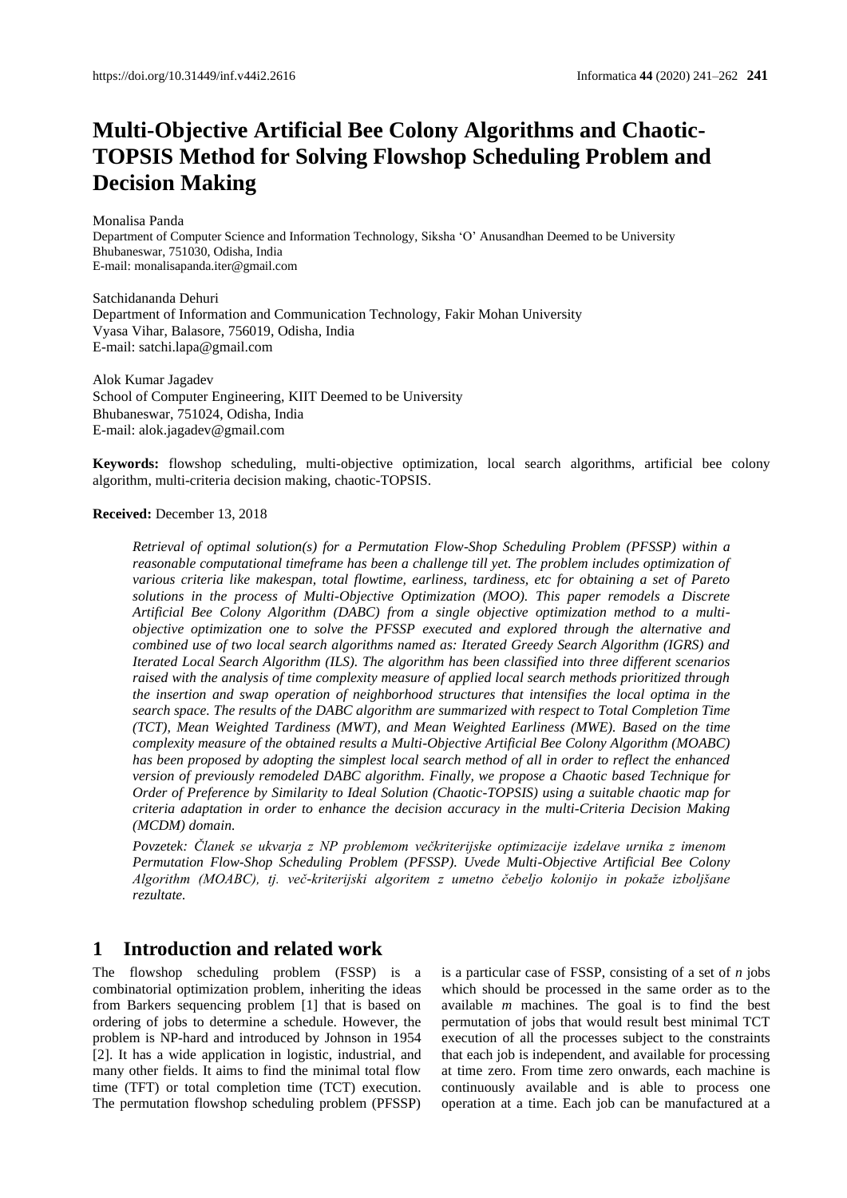# Multi-Objective Artificial Bee Colony Algorithms and Chaotic-TOPSIS Method for Solving Flowshop Scheduling Problem and Decision Making

Monalisa Panda
Department of Computer Science and Information Technology, Siksha 'O' Anusandhan Deemed to be University
Bhubaneswar, 751030, Odisha, India
E-mail: monalisapanda.iter@gmail.com

Satchidananda Dehuri
Department of Information and Communication Technology, Fakir Mohan University
Vyasa Vihar, Balasore, 756019, Odisha, India
E-mail: satchi.lapa@gmail.com

Alok Kumar Jagadev
School of Computer Engineering, KIIT Deemed to be University
Bhubaneswar, 751024, Odisha, India
E-mail: alok.jagadev@gmail.com

**Keywords:** flowshop scheduling, multi-objective optimization, local search algorithms, artificial bee colony algorithm, multi-criteria decision making, chaotic-TOPSIS.

**Received:** December 13, 2018

*Retrieval of optimal solution(s) for a Permutation Flow-Shop Scheduling Problem (PFSSP) within a reasonable computational timeframe has been a challenge till yet. The problem includes optimization of various criteria like makespan, total flowtime, earliness, tardiness, etc for obtaining a set of Pareto solutions in the process of Multi-Objective Optimization (MOO). This paper remodels a Discrete Artificial Bee Colony Algorithm (DABC) from a single objective optimization method to a multi-objective optimization one to solve the PFSSP executed and explored through the alternative and combined use of two local search algorithms named as: Iterated Greedy Search Algorithm (IGRS) and Iterated Local Search Algorithm (ILS). The algorithm has been classified into three different scenarios raised with the analysis of time complexity measure of applied local search methods prioritized through the insertion and swap operation of neighborhood structures that intensifies the local optima in the search space. The results of the DABC algorithm are summarized with respect to Total Completion Time (TCT), Mean Weighted Tardiness (MWT), and Mean Weighted Earliness (MWE). Based on the time complexity measure of the obtained results a Multi-Objective Artificial Bee Colony Algorithm (MOABC) has been proposed by adopting the simplest local search method of all in order to reflect the enhanced version of previously remodeled DABC algorithm. Finally, we propose a Chaotic based Technique for Order of Preference by Similarity to Ideal Solution (Chaotic-TOPSIS) using a suitable chaotic map for criteria adaptation in order to enhance the decision accuracy in the multi-Criteria Decision Making (MCDM) domain.*

*Povzetek: Članek se ukvarja z NP problemom večkriterijske optimizacije izdelave urnika z imenom Permutation Flow-Shop Scheduling Problem (PFSSP). Uvede Multi-Objective Artificial Bee Colony Algorithm (MOABC), tj. več-kriterijski algoritem z umetno čebeljo kolonijo in pokaže izboljšane rezultate.*

## 1 Introduction and related work

The flowshop scheduling problem (FSSP) is a combinatorial optimization problem, inheriting the ideas from Barkers sequencing problem [1] that is based on ordering of jobs to determine a schedule. However, the problem is NP-hard and introduced by Johnson in 1954 [2]. It has a wide application in logistic, industrial, and many other fields. It aims to find the minimal total flow time (TFT) or total completion time (TCT) execution. The permutation flowshop scheduling problem (PFSSP) is a particular case of FSSP, consisting of a set of $n$ jobs which should be processed in the same order as to the available $m$ machines. The goal is to find the best permutation of jobs that would result best minimal TCT execution of all the processes subject to the constraints that each job is independent, and available for processing at time zero. From time zero onwards, each machine is continuously available and is able to process one operation at a time. Each job can be manufactured at a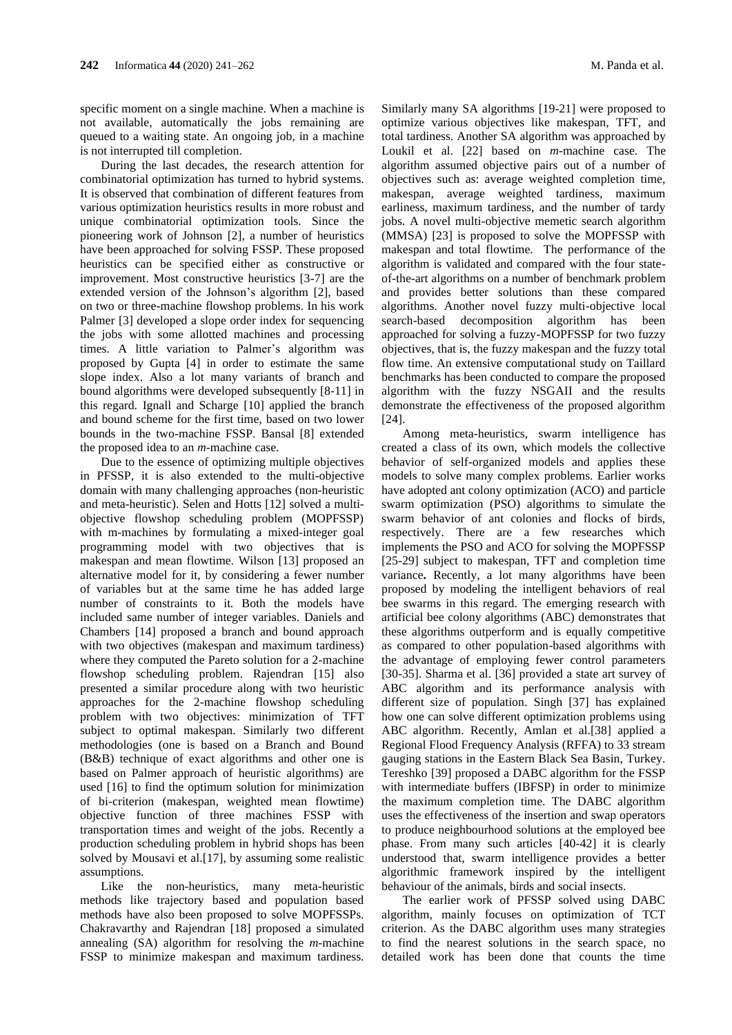specific moment on a single machine. When a machine is not available, automatically the jobs remaining are queued to a waiting state. An ongoing job, in a machine is not interrupted till completion.

During the last decades, the research attention for combinatorial optimization has turned to hybrid systems. It is observed that combination of different features from various optimization heuristics results in more robust and unique combinatorial optimization tools. Since the pioneering work of Johnson [2], a number of heuristics have been approached for solving FSSP. These proposed heuristics can be specified either as constructive or improvement. Most constructive heuristics [3-7] are the extended version of the Johnson's algorithm [2], based on two or three-machine flowshop problems. In his work Palmer [3] developed a slope order index for sequencing the jobs with some allotted machines and processing times. A little variation to Palmer's algorithm was proposed by Gupta [4] in order to estimate the same slope index. Also a lot many variants of branch and bound algorithms were developed subsequently [8-11] in this regard. Ignall and Scharge [10] applied the branch and bound scheme for the first time, based on two lower bounds in the two-machine FSSP. Bansal [8] extended the proposed idea to an *m*-machine case.

Due to the essence of optimizing multiple objectives in PFSSP, it is also extended to the multi-objective domain with many challenging approaches (non-heuristic and meta-heuristic). Selen and Hotts [12] solved a multi-objective flowshop scheduling problem (MOPFSSP) with m-machines by formulating a mixed-integer goal programming model with two objectives that is makespan and mean flowtime. Wilson [13] proposed an alternative model for it, by considering a fewer number of variables but at the same time he has added large number of constraints to it. Both the models have included same number of integer variables. Daniels and Chambers [14] proposed a branch and bound approach with two objectives (makespan and maximum tardiness) where they computed the Pareto solution for a 2-machine flowshop scheduling problem. Rajendran [15] also presented a similar procedure along with two heuristic approaches for the 2-machine flowshop scheduling problem with two objectives: minimization of TFT subject to optimal makespan. Similarly two different methodologies (one is based on a Branch and Bound (B&B) technique of exact algorithms and other one is based on Palmer approach of heuristic algorithms) are used [16] to find the optimum solution for minimization of bi-criterion (makespan, weighted mean flowtime) objective function of three machines FSSP with transportation times and weight of the jobs. Recently a production scheduling problem in hybrid shops has been solved by Mousavi et al.[17], by assuming some realistic assumptions.

Like the non-heuristics, many meta-heuristic methods like trajectory based and population based methods have also been proposed to solve MOPFSSPs. Chakravarthy and Rajendran [18] proposed a simulated annealing (SA) algorithm for resolving the *m*-machine FSSP to minimize makespan and maximum tardiness. Similarly many SA algorithms [19-21] were proposed to optimize various objectives like makespan, TFT, and total tardiness. Another SA algorithm was approached by Loukil et al. [22] based on *m*-machine case. The algorithm assumed objective pairs out of a number of objectives such as: average weighted completion time, makespan, average weighted tardiness, maximum earliness, maximum tardiness, and the number of tardy jobs. A novel multi-objective memetic search algorithm (MMSA) [23] is proposed to solve the MOPFSSP with makespan and total flowtime. The performance of the algorithm is validated and compared with the four state-of-the-art algorithms on a number of benchmark problem and provides better solutions than these compared algorithms. Another novel fuzzy multi-objective local search-based decomposition algorithm has been approached for solving a fuzzy-MOPFSSP for two fuzzy objectives, that is, the fuzzy makespan and the fuzzy total flow time. An extensive computational study on Taillard benchmarks has been conducted to compare the proposed algorithm with the fuzzy NSGAII and the results demonstrate the effectiveness of the proposed algorithm [24].

Among meta-heuristics, swarm intelligence has created a class of its own, which models the collective behavior of self-organized models and applies these models to solve many complex problems. Earlier works have adopted ant colony optimization (ACO) and particle swarm optimization (PSO) algorithms to simulate the swarm behavior of ant colonies and flocks of birds, respectively. There are a few researches which implements the PSO and ACO for solving the MOPFSSP [25-29] subject to makespan, TFT and completion time variance**.** Recently, a lot many algorithms have been proposed by modeling the intelligent behaviors of real bee swarms in this regard. The emerging research with artificial bee colony algorithms (ABC) demonstrates that these algorithms outperform and is equally competitive as compared to other population-based algorithms with the advantage of employing fewer control parameters [30-35]. Sharma et al. [36] provided a state art survey of ABC algorithm and its performance analysis with different size of population. Singh [37] has explained how one can solve different optimization problems using ABC algorithm. Recently, Amlan et al.[38] applied a Regional Flood Frequency Analysis (RFFA) to 33 stream gauging stations in the Eastern Black Sea Basin, Turkey. Tereshko [39] proposed a DABC algorithm for the FSSP with intermediate buffers (IBFSP) in order to minimize the maximum completion time. The DABC algorithm uses the effectiveness of the insertion and swap operators to produce neighbourhood solutions at the employed bee phase. From many such articles [40-42] it is clearly understood that, swarm intelligence provides a better algorithmic framework inspired by the intelligent behaviour of the animals, birds and social insects.

The earlier work of PFSSP solved using DABC algorithm, mainly focuses on optimization of TCT criterion. As the DABC algorithm uses many strategies to find the nearest solutions in the search space, no detailed work has been done that counts the time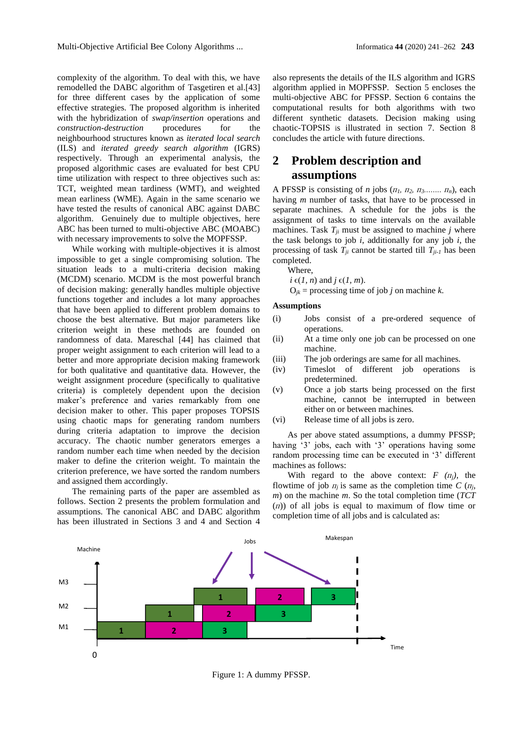complexity of the algorithm. To deal with this, we have remodelled the DABC algorithm of Tasgetiren et al.[43] for three different cases by the application of some effective strategies. The proposed algorithm is inherited with the hybridization of *swap/insertion* operations and *construction-destruction* procedures for the neighbourhood structures known as *iterated local search* (ILS) and *iterated greedy search algorithm* (IGRS) respectively. Through an experimental analysis, the proposed algorithmic cases are evaluated for best CPU time utilization with respect to three objectives such as: TCT, weighted mean tardiness (WMT), and weighted mean earliness (WME). Again in the same scenario we have tested the results of canonical ABC against DABC algorithm. Genuinely due to multiple objectives, here ABC has been turned to multi-objective ABC (MOABC) with necessary improvements to solve the MOPFSSP.

While working with multiple-objectives it is almost impossible to get a single compromising solution. The situation leads to a multi-criteria decision making (MCDM) scenario. MCDM is the most powerful branch of decision making: generally handles multiple objective functions together and includes a lot many approaches that have been applied to different problem domains to choose the best alternative. But major parameters like criterion weight in these methods are founded on randomness of data. Mareschal [44] has claimed that proper weight assignment to each criterion will lead to a better and more appropriate decision making framework for both qualitative and quantitative data. However, the weight assignment procedure (specifically to qualitative criteria) is completely dependent upon the decision maker's preference and varies remarkably from one decision maker to other. This paper proposes TOPSIS using chaotic maps for generating random numbers during criteria adaptation to improve the decision accuracy. The chaotic number generators emerges a random number each time when needed by the decision maker to define the criterion weight. To maintain the criterion preference, we have sorted the random numbers and assigned them accordingly.

The remaining parts of the paper are assembled as follows. Section 2 presents the problem formulation and assumptions. The canonical ABC and DABC algorithm has been illustrated in Sections 3 and 4 and Section 4 also represents the details of the ILS algorithm and IGRS algorithm applied in MOPFSSP. Section 5 encloses the multi-objective ABC for PFSSP. Section 6 contains the computational results for both algorithms with two different synthetic datasets. Decision making using chaotic-TOPSIS is illustrated in section 7. Section 8 concludes the article with future directions.

## 2 Problem description and assumptions

A PFSSP is consisting of *n* jobs ($\pi_1, \pi_2, \pi_3 ........ \pi_n$), each having *m* number of tasks, that have to be processed in separate machines. A schedule for the jobs is the assignment of tasks to time intervals on the available machines. Task $T_{ji}$ must be assigned to machine *j* where the task belongs to job *i*, additionally for any job *i*, the processing of task $T_{ji}$ cannot be started till $T_{ji-1}$ has been completed.

Where,

$i \in (1, n)$ and $j \in (1, m)$.

$O_{jk}$ = processing time of job *j* on machine *k*.

**Assumptions**

(i) Jobs consist of a pre-ordered sequence of operations.

(ii) At a time only one job can be processed on one machine.

(iii) The job orderings are same for all machines.

(iv) Timeslot of different job operations is predetermined.

(v) Once a job starts being processed on the first machine, cannot be interrupted in between either on or between machines.

(vi) Release time of all jobs is zero.

As per above stated assumptions, a dummy PFSSP; having '3' jobs, each with '3' operations having some random processing time can be executed in '3' different machines as follows:

With regard to the above context: $F(\pi_j)$, the flowtime of job $\pi_j$ is same as the completion time $C(\pi_j, m)$ on the machine *m*. So the total completion time ($TCT(\pi)$) of all jobs is equal to maximum of flow time or completion time of all jobs and is calculated as:

Figure 1: A dummy PFSSP.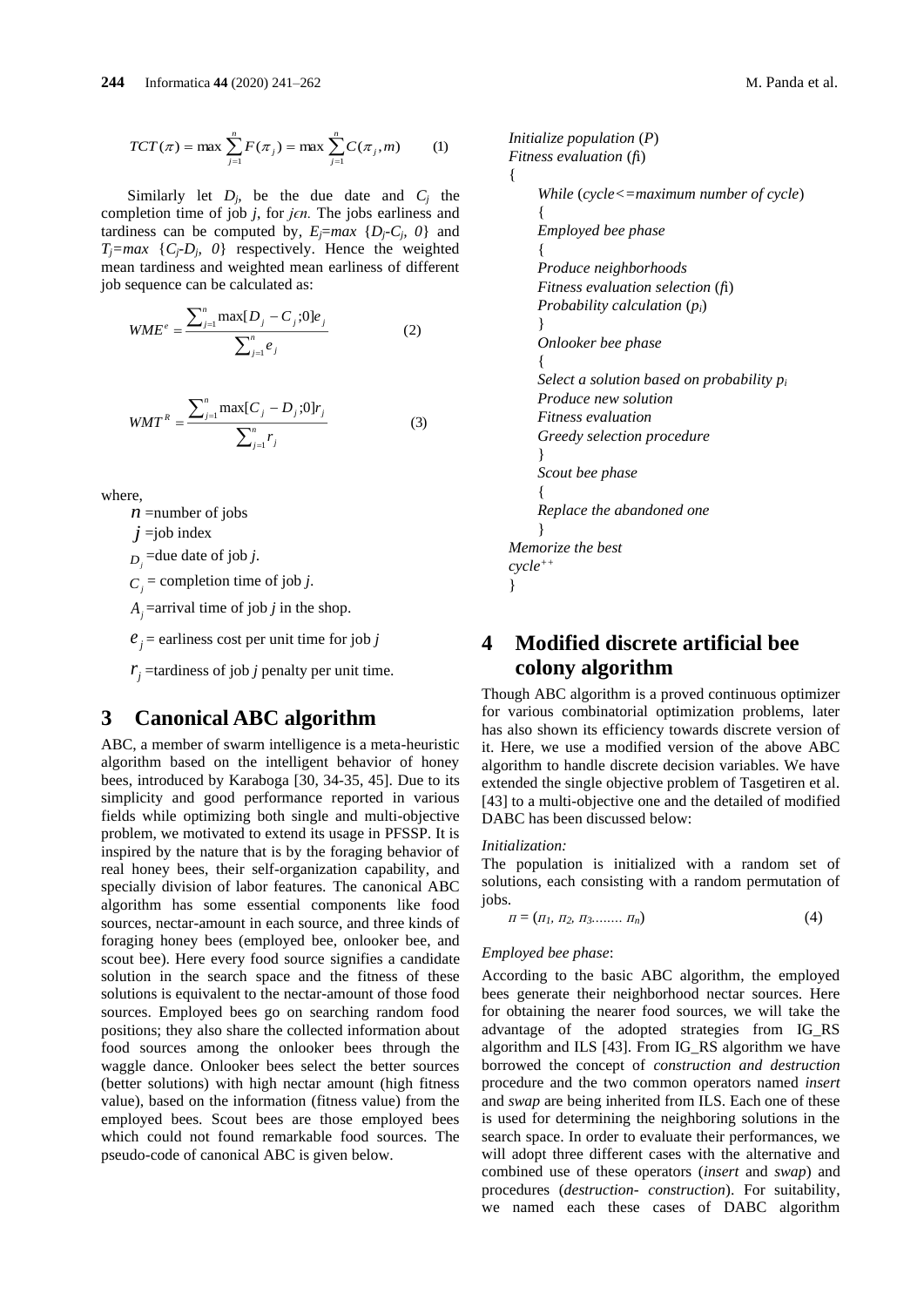$$TCT(\pi) = \max \sum_{j=1}^{n} F(\pi_j) = \max \sum_{j=1}^{n} C(\pi_j, m) \qquad (1)$$

Similarly let $D_j$, be the due date and $C_j$ the completion time of job $j$, for $j\epsilon n$. The jobs earliness and tardiness can be computed by, $E_j=max\ \{D_j-C_j,\ 0\}$ and $T_j=max\ \{C_j-D_j,\ 0\}$ respectively. Hence the weighted mean tardiness and weighted mean earliness of different job sequence can be calculated as:

$$WME^e = \frac{\sum_{j=1}^{n} \max[D_j - C_j; 0] e_j}{\sum_{j=1}^{n} e_j} \qquad (2)$$

$$WMT^R = \frac{\sum_{j=1}^{n} \max[C_j - D_j; 0] r_j}{\sum_{j=1}^{n} r_j} \qquad (3)$$

where,

$n$ =number of jobs

$j$ =job index

$D_j$ =due date of job $j$.

$C_j$ = completion time of job $j$.

$A_j$ =arrival time of job $j$ in the shop.

$e_j$ = earliness cost per unit time for job $j$

$r_j$ =tardiness of job $j$ penalty per unit time.

## 3 Canonical ABC algorithm

ABC, a member of swarm intelligence is a meta-heuristic algorithm based on the intelligent behavior of honey bees, introduced by Karaboga [30, 34-35, 45]. Due to its simplicity and good performance reported in various fields while optimizing both single and multi-objective problem, we motivated to extend its usage in PFSSP. It is inspired by the nature that is by the foraging behavior of real honey bees, their self-organization capability, and specially division of labor features. The canonical ABC algorithm has some essential components like food sources, nectar-amount in each source, and three kinds of foraging honey bees (employed bee, onlooker bee, and scout bee). Here every food source signifies a candidate solution in the search space and the fitness of these solutions is equivalent to the nectar-amount of those food sources. Employed bees go on searching random food positions; they also share the collected information about food sources among the onlooker bees through the waggle dance. Onlooker bees select the better sources (better solutions) with high nectar amount (high fitness value), based on the information (fitness value) from the employed bees. Scout bees are those employed bees which could not found remarkable food sources. The pseudo-code of canonical ABC is given below.

```
Initialize population (P)
Fitness evaluation (fi)
{
    While (cycle<=maximum number of cycle)
    {
    Employed bee phase
    {
    Produce neighborhoods
    Fitness evaluation selection (fi)
    Probability calculation (pi)
    }
    Onlooker bee phase
    {
    Select a solution based on probability pi
    Produce new solution
    Fitness evaluation
    Greedy selection procedure
    }
    Scout bee phase
    {
    Replace the abandoned one
    }
Memorize the best
cycle++
}
```

## 4 Modified discrete artificial bee colony algorithm

Though ABC algorithm is a proved continuous optimizer for various combinatorial optimization problems, later has also shown its efficiency towards discrete version of it. Here, we use a modified version of the above ABC algorithm to handle discrete decision variables. We have extended the single objective problem of Tasgetiren et al. [43] to a multi-objective one and the detailed of modified DABC has been discussed below:

*Initialization:*

The population is initialized with a random set of solutions, each consisting with a random permutation of jobs.

$$\pi = (\pi_1, \pi_2, \pi_3 \ldots\ldots \pi_n) \qquad (4)$$

*Employed bee phase*:

According to the basic ABC algorithm, the employed bees generate their neighborhood nectar sources. Here for obtaining the nearer food sources, we will take the advantage of the adopted strategies from IG_RS algorithm and ILS [43]. From IG_RS algorithm we have borrowed the concept of *construction and destruction* procedure and the two common operators named *insert* and *swap* are being inherited from ILS. Each one of these is used for determining the neighboring solutions in the search space. In order to evaluate their performances, we will adopt three different cases with the alternative and combined use of these operators (*insert* and *swap*) and procedures (*destruction- construction*). For suitability, we named each these cases of DABC algorithm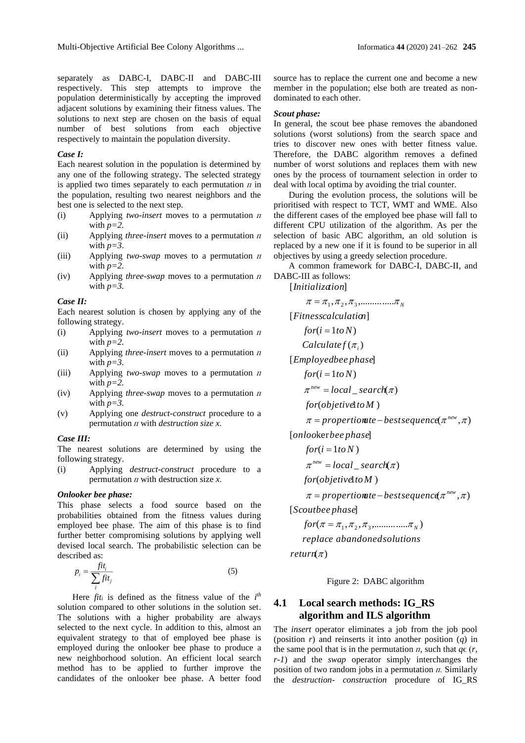separately as DABC-I, DABC-II and DABC-III respectively. This step attempts to improve the population deterministically by accepting the improved adjacent solutions by examining their fitness values. The solutions to next step are chosen on the basis of equal number of best solutions from each objective respectively to maintain the population diversity.

***Case I:***

Each nearest solution in the population is determined by any one of the following strategy. The selected strategy is applied two times separately to each permutation $\pi$ in the population, resulting two nearest neighbors and the best one is selected to the next step.

(i) Applying *two-insert* moves to a permutation $\pi$ with $p=2$.

(ii) Applying *three-insert* moves to a permutation $\pi$ with $p=3$.

(iii) Applying *two-swap* moves to a permutation $\pi$ with $p=2$.

(iv) Applying *three-swap* moves to a permutation $\pi$ with $p=3$.

***Case II:***

Each nearest solution is chosen by applying any of the following strategy.

(i) Applying *two-insert* moves to a permutation $\pi$ with $p=2$.

(ii) Applying *three-insert* moves to a permutation $\pi$ with $p=3$.

(iii) Applying *two-swap* moves to a permutation $\pi$ with $p=2$.

(iv) Applying *three-swap* moves to a permutation $\pi$ with $p=3$.

(v) Applying one *destruct-construct* procedure to a permutation $\pi$ with *destruction size x*.

***Case III:***

The nearest solutions are determined by using the following strategy.

(i) Applying *destruct-construct* procedure to a permutation $\pi$ with destruction size *x*.

***Onlooker bee phase:***

This phase selects a food source based on the probabilities obtained from the fitness values during employed bee phase. The aim of this phase is to find further better compromising solutions by applying well devised local search. The probabilistic selection can be described as:

$$p_i = \frac{fit_i}{\sum_j fit_j} \tag{5}$$

Here $fit_i$ is defined as the fitness value of the $i^{th}$ solution compared to other solutions in the solution set. The solutions with a higher probability are always selected to the next cycle. In addition to this, almost an equivalent strategy to that of employed bee phase is employed during the onlooker bee phase to produce a new neighborhood solution. An efficient local search method has to be applied to further improve the candidates of the onlooker bee phase. A better food source has to replace the current one and become a new member in the population; else both are treated as non-dominated to each other.

***Scout phase:***

In general, the scout bee phase removes the abandoned solutions (worst solutions) from the search space and tries to discover new ones with better fitness value. Therefore, the DABC algorithm removes a defined number of worst solutions and replaces them with new ones by the process of tournament selection in order to deal with local optima by avoiding the trial counter.

During the evolution process, the solutions will be prioritised with respect to TCT, WMT and WME. Also the different cases of the employed bee phase will fall to different CPU utilization of the algorithm. As per the selection of basic ABC algorithm, an old solution is replaced by a new one if it is found to be superior in all objectives by using a greedy selection procedure.

A common framework for DABC-I, DABC-II, and DABC-III as follows:

$[Initialization]$

$\pi = \pi_1, \pi_2, \pi_3, ............\pi_N$

$[Fitness calculation]$

$for(i = 1 to N)$

$Calculate f(\pi_i)$

$[Employed bee phase]$

$for(i = 1 to N)$

$\pi^{new} = local\_search(\pi)$

$for(objective 1 to M)$

$\pi = proportionate - best sequence(\pi^{new}, \pi)$

$[onlooker bee phase]$

$for(i = 1 to N)$

$\pi^{new} = local\_search(\pi)$

$for(objective 1 to M)$

$\pi = proportionate - best sequence(\pi^{new}, \pi)$

$[Scout bee phase]$

$for(\pi = \pi_1, \pi_2, \pi_3, ............\pi_N)$

$replace\ abandoned solutions$

$return(\pi)$

Figure 2: DABC algorithm

## 4.1 Local search methods: IG_RS algorithm and ILS algorithm

The *insert* operator eliminates a job from the job pool (position *r*) and reinserts it into another position (*q*) in the same pool that is in the permutation $\pi$, such that $q \in (r, r-1)$ and the *swap* operator simply interchanges the position of two random jobs in a permutation $\pi$. Similarly the *destruction- construction* procedure of IG_RS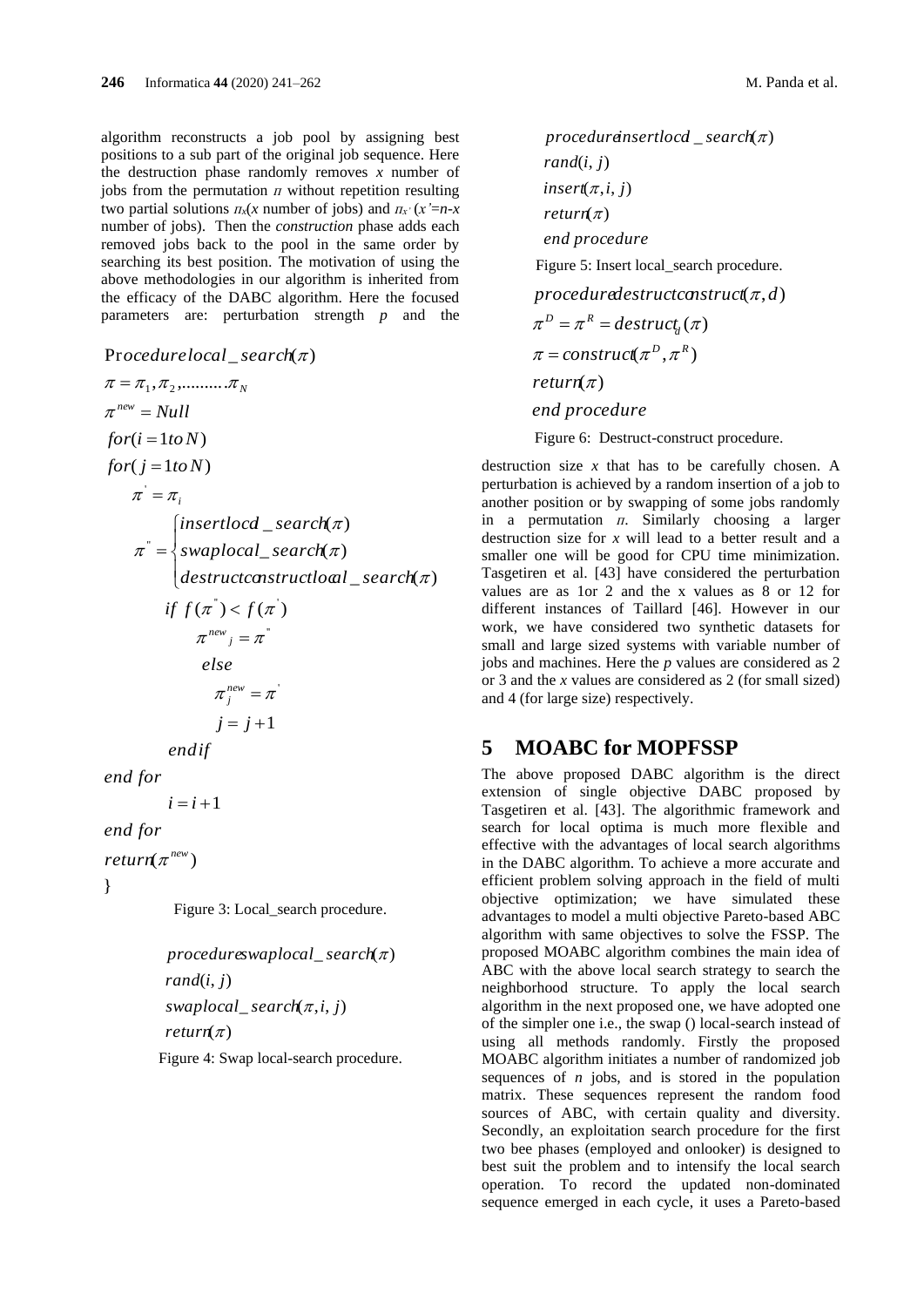algorithm reconstructs a job pool by assigning best positions to a sub part of the original job sequence. Here the destruction phase randomly removes $x$ number of jobs from the permutation $\pi$ without repetition resulting two partial solutions $\pi_x$($x$ number of jobs) and $\pi_{x'}$ ($x'=n-x$ number of jobs). Then the *construction* phase adds each removed jobs back to the pool in the same order by searching its best position. The motivation of using the above methodologies in our algorithm is inherited from the efficacy of the DABC algorithm. Here the focused parameters are: perturbation strength $p$ and the

$$
\begin{aligned}
&\text{Procedure}\, local\_search(\pi) \\
&\pi = \pi_1, \pi_2, ..........\pi_N \\
&\pi^{new} = Null \\
&for(i = 1\, to\, N) \\
&for(j = 1\, to\, N) \\
&\quad \pi' = \pi_i \\
&\quad \pi'' = \begin{cases} insertlocal\_search(\pi) \\ swaplocal\_search(\pi) \\ destructconstructlocal\_search(\pi) \end{cases} \\
&\qquad if\ f(\pi'') < f(\pi') \\
&\qquad\quad \pi^{new}{}_j = \pi'' \\
&\qquad\quad else \\
&\qquad\quad\quad \pi^{new}_j = \pi' \\
&\qquad\quad\quad j = j + 1 \\
&\qquad endif \\
&end\ for \\
&\qquad i = i + 1 \\
&end\ for \\
&return(\pi^{new}) \\
&\}
\end{aligned}
$$

Figure 3: Local_search procedure.

$$
\begin{aligned}
&procedure\, swaplocal\_search(\pi) \\
&rand(i, j) \\
&swaplocal\_search(\pi, i, j) \\
&return(\pi)
\end{aligned}
$$

Figure 4: Swap local-search procedure.

$$
\begin{aligned}
&procedure\, insertlocal\_search(\pi) \\
&rand(i, j) \\
&insert(\pi, i, j) \\
&return(\pi) \\
&end\ procedure
\end{aligned}
$$

Figure 5: Insert local_search procedure.

$$
\begin{aligned}
&procedure\, destructconstruct(\pi, d) \\
&\pi^D = \pi^R = destruct_d(\pi) \\
&\pi = construct(\pi^D, \pi^R) \\
&return(\pi) \\
&end\ procedure
\end{aligned}
$$

Figure 6: Destruct-construct procedure.

destruction size $x$ that has to be carefully chosen. A perturbation is achieved by a random insertion of a job to another position or by swapping of some jobs randomly in a permutation $\pi$. Similarly choosing a larger destruction size for $x$ will lead to a better result and a smaller one will be good for CPU time minimization. Tasgetiren et al. [43] have considered the perturbation values are as 1or 2 and the x values as 8 or 12 for different instances of Taillard [46]. However in our work, we have considered two synthetic datasets for small and large sized systems with variable number of jobs and machines. Here the $p$ values are considered as 2 or 3 and the $x$ values are considered as 2 (for small sized) and 4 (for large size) respectively.

## 5 MOABC for MOPFSSP

The above proposed DABC algorithm is the direct extension of single objective DABC proposed by Tasgetiren et al. [43]. The algorithmic framework and search for local optima is much more flexible and effective with the advantages of local search algorithms in the DABC algorithm. To achieve a more accurate and efficient problem solving approach in the field of multi objective optimization; we have simulated these advantages to model a multi objective Pareto-based ABC algorithm with same objectives to solve the FSSP. The proposed MOABC algorithm combines the main idea of ABC with the above local search strategy to search the neighborhood structure. To apply the local search algorithm in the next proposed one, we have adopted one of the simpler one i.e., the swap () local-search instead of using all methods randomly. Firstly the proposed MOABC algorithm initiates a number of randomized job sequences of $n$ jobs, and is stored in the population matrix. These sequences represent the random food sources of ABC, with certain quality and diversity. Secondly, an exploitation search procedure for the first two bee phases (employed and onlooker) is designed to best suit the problem and to intensify the local search operation. To record the updated non-dominated sequence emerged in each cycle, it uses a Pareto-based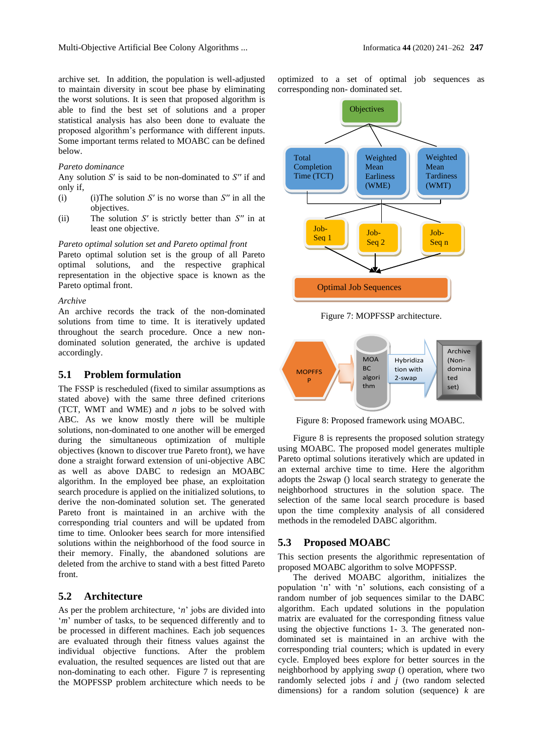archive set. In addition, the population is well-adjusted to maintain diversity in scout bee phase by eliminating the worst solutions. It is seen that proposed algorithm is able to find the best set of solutions and a proper statistical analysis has also been done to evaluate the proposed algorithm's performance with different inputs. Some important terms related to MOABC can be defined below.

*Pareto dominance*

Any solution $S'$ is said to be non-dominated to $S''$ if and only if,

(i) (i)The solution $S'$ is no worse than $S''$ in all the objectives.

(ii) The solution $S'$ is strictly better than $S''$ in at least one objective.

*Pareto optimal solution set and Pareto optimal front*

Pareto optimal solution set is the group of all Pareto optimal solutions, and the respective graphical representation in the objective space is known as the Pareto optimal front.

*Archive*

An archive records the track of the non-dominated solutions from time to time. It is iteratively updated throughout the search procedure. Once a new non-dominated solution generated, the archive is updated accordingly.

## 5.1 Problem formulation

The FSSP is rescheduled (fixed to similar assumptions as stated above) with the same three defined criterions (TCT, WMT and WME) and $n$ jobs to be solved with ABC. As we know mostly there will be multiple solutions, non-dominated to one another will be emerged during the simultaneous optimization of multiple objectives (known to discover true Pareto front), we have done a straight forward extension of uni-objective ABC as well as above DABC to redesign an MOABC algorithm. In the employed bee phase, an exploitation search procedure is applied on the initialized solutions, to derive the non-dominated solution set. The generated Pareto front is maintained in an archive with the corresponding trial counters and will be updated from time to time. Onlooker bees search for more intensified solutions within the neighborhood of the food source in their memory. Finally, the abandoned solutions are deleted from the archive to stand with a best fitted Pareto front.

## 5.2 Architecture

As per the problem architecture, '$n$' jobs are divided into '$m$' number of tasks, to be sequenced differently and to be processed in different machines. Each job sequences are evaluated through their fitness values against the individual objective functions. After the problem evaluation, the resulted sequences are listed out that are non-dominating to each other. Figure 7 is representing the MOPFSSP problem architecture which needs to be optimized to a set of optimal job sequences as corresponding non- dominated set.

Figure 7: MOPFSSP architecture.

Figure 8: Proposed framework using MOABC.

Figure 8 is represents the proposed solution strategy using MOABC. The proposed model generates multiple Pareto optimal solutions iteratively which are updated in an external archive time to time. Here the algorithm adopts the 2swap () local search strategy to generate the neighborhood structures in the solution space. The selection of the same local search procedure is based upon the time complexity analysis of all considered methods in the remodeled DABC algorithm.

## 5.3 Proposed MOABC

This section presents the algorithmic representation of proposed MOABC algorithm to solve MOPFSSP.

The derived MOABC algorithm, initializes the population 'n' with 'n' solutions, each consisting of a random number of job sequences similar to the DABC algorithm. Each updated solutions in the population matrix are evaluated for the corresponding fitness value using the objective functions 1- 3. The generated non-dominated set is maintained in an archive with the corresponding trial counters; which is updated in every cycle. Employed bees explore for better sources in the neighborhood by applying *swap* () operation, where two randomly selected jobs $i$ and $j$ (two random selected dimensions) for a random solution (sequence) $k$ are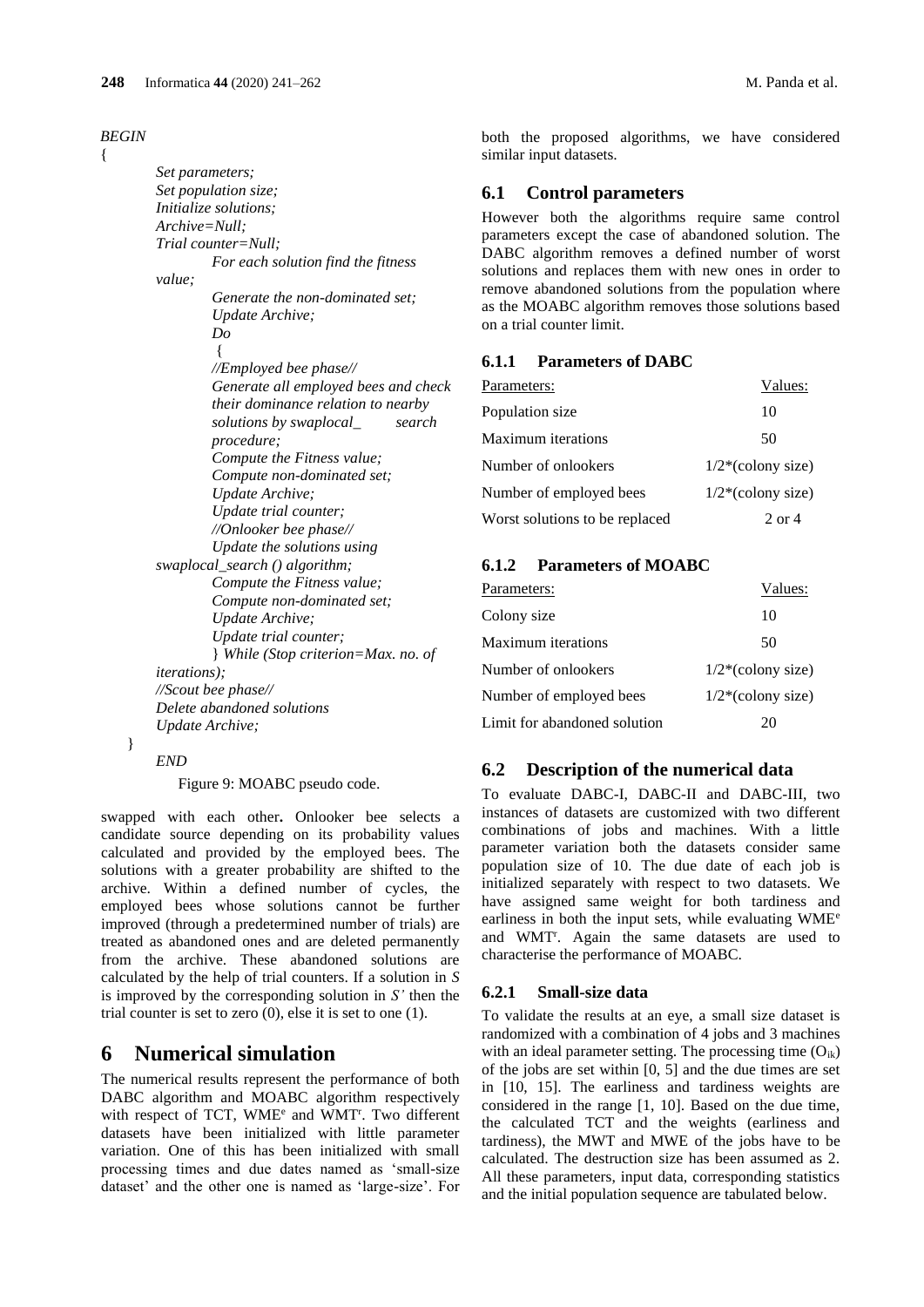```
BEGIN
{
        Set parameters;
        Set population size;
        Initialize solutions;
        Archive=Null;
        Trial counter=Null;
                For each solution find the fitness value;
                Generate the non-dominated set;
                Update Archive;
                Do
                {
                //Employed bee phase//
                Generate all employed bees and check their dominance relation to nearby solutions by swaplocal_ search procedure;
                Compute the Fitness value;
                Compute non-dominated set;
                Update Archive;
                Update trial counter;
                //Onlooker bee phase//
                Update the solutions using swaplocal_search () algorithm;
                Compute the Fitness value;
                Compute non-dominated set;
                Update Archive;
                Update trial counter;
                } While (Stop criterion=Max. no. of iterations);
        //Scout bee phase//
        Delete abandoned solutions
        Update Archive;
}
        END
```

Figure 9: MOABC pseudo code.

swapped with each other**.** Onlooker bee selects a candidate source depending on its probability values calculated and provided by the employed bees. The solutions with a greater probability are shifted to the archive. Within a defined number of cycles, the employed bees whose solutions cannot be further improved (through a predetermined number of trials) are treated as abandoned ones and are deleted permanently from the archive. These abandoned solutions are calculated by the help of trial counters. If a solution in *S* is improved by the corresponding solution in *S'* then the trial counter is set to zero (0), else it is set to one (1).

# 6 Numerical simulation

The numerical results represent the performance of both DABC algorithm and MOABC algorithm respectively with respect of TCT, $WME^e$ and $WMT^r$. Two different datasets have been initialized with little parameter variation. One of this has been initialized with small processing times and due dates named as 'small-size dataset' and the other one is named as 'large-size'. For both the proposed algorithms, we have considered similar input datasets.

## 6.1 Control parameters

However both the algorithms require same control parameters except the case of abandoned solution. The DABC algorithm removes a defined number of worst solutions and replaces them with new ones in order to remove abandoned solutions from the population where as the MOABC algorithm removes those solutions based on a trial counter limit.

### 6.1.1 Parameters of DABC

| Parameters: | Values: |
|---|---|
| Population size | 10 |
| Maximum iterations | 50 |
| Number of onlookers | 1/2*(colony size) |
| Number of employed bees | 1/2*(colony size) |
| Worst solutions to be replaced | 2 or 4 |

### 6.1.2 Parameters of MOABC

| Parameters: | Values: |
|---|---|
| Colony size | 10 |
| Maximum iterations | 50 |
| Number of onlookers | 1/2*(colony size) |
| Number of employed bees | 1/2*(colony size) |
| Limit for abandoned solution | 20 |

## 6.2 Description of the numerical data

To evaluate DABC-I, DABC-II and DABC-III, two instances of datasets are customized with two different combinations of jobs and machines. With a little parameter variation both the datasets consider same population size of 10. The due date of each job is initialized separately with respect to two datasets. We have assigned same weight for both tardiness and earliness in both the input sets, while evaluating $WME^e$ and $WMT^r$. Again the same datasets are used to characterise the performance of MOABC.

### 6.2.1 Small-size data

To validate the results at an eye, a small size dataset is randomized with a combination of 4 jobs and 3 machines with an ideal parameter setting. The processing time ($O_{ik}$) of the jobs are set within [0, 5] and the due times are set in [10, 15]. The earliness and tardiness weights are considered in the range [1, 10]. Based on the due time, the calculated TCT and the weights (earliness and tardiness), the MWT and MWE of the jobs have to be calculated. The destruction size has been assumed as 2. All these parameters, input data, corresponding statistics and the initial population sequence are tabulated below.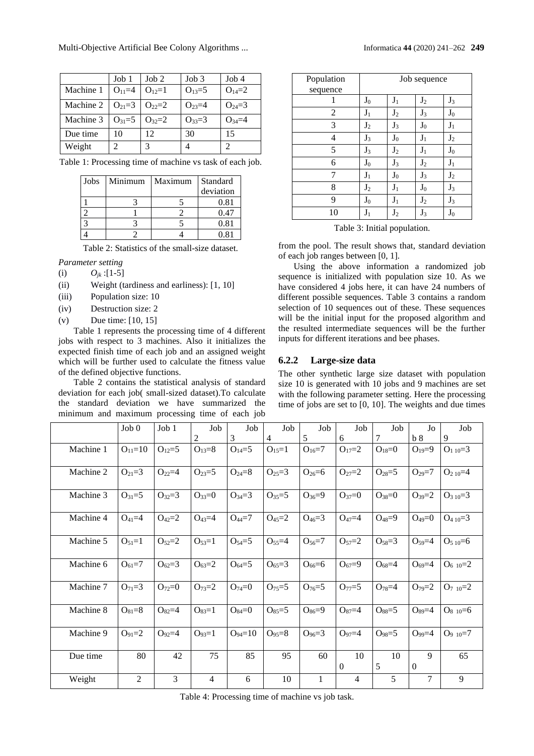|  | Job 1 | Job 2 | Job 3 | Job 4 |
|---|---|---|---|---|
| Machine 1 | $O_{11}$=4 | $O_{12}$=1 | $O_{13}$=5 | $O_{14}$=2 |
| Machine 2 | $O_{21}$=3 | $O_{22}$=2 | $O_{23}$=4 | $O_{24}$=3 |
| Machine 3 | $O_{31}$=5 | $O_{32}$=2 | $O_{33}$=3 | $O_{34}$=4 |
| Due time | 10 | 12 | 30 | 15 |
| Weight | 2 | 3 | 4 | 2 |

Table 1: Processing time of machine vs task of each job.

| Jobs | Minimum | Maximum | Standard deviation |
|---|---|---|---|
| 1 | 3 | 5 | 0.81 |
| 2 | 1 | 2 | 0.47 |
| 3 | 3 | 5 | 0.81 |
| 4 | 2 | 4 | 0.81 |

Table 2: Statistics of the small-size dataset.

*Parameter setting*

(i) $O_{jk}$ :[1-5]

(ii) Weight (tardiness and earliness): [1, 10]

(iii) Population size: 10

(iv) Destruction size: 2

(v) Due time: [10, 15]

Table 1 represents the processing time of 4 different jobs with respect to 3 machines. Also it initializes the expected finish time of each job and an assigned weight which will be further used to calculate the fitness value of the defined objective functions.

Table 2 contains the statistical analysis of standard deviation for each job( small-sized dataset).To calculate the standard deviation we have summarized the minimum and maximum processing time of each job from the pool. The result shows that, standard deviation of each job ranges between [0, 1].

Using the above information a randomized job sequence is initialized with population size 10. As we have considered 4 jobs here, it can have 24 numbers of different possible sequences. Table 3 contains a random selection of 10 sequences out of these. These sequences will be the initial input for the proposed algorithm and the resulted intermediate sequences will be the further inputs for different iterations and bee phases.

| Population sequence | Job sequence | | | |
|---|---|---|---|---|
| 1 | $J_0$ | $J_1$ | $J_2$ | $J_3$ |
| 2 | $J_1$ | $J_2$ | $J_3$ | $J_0$ |
| 3 | $J_2$ | $J_3$ | $J_0$ | $J_1$ |
| 4 | $J_3$ | $J_0$ | $J_1$ | $J_2$ |
| 5 | $J_3$ | $J_2$ | $J_1$ | $J_0$ |
| 6 | $J_0$ | $J_3$ | $J_2$ | $J_1$ |
| 7 | $J_1$ | $J_0$ | $J_3$ | $J_2$ |
| 8 | $J_2$ | $J_1$ | $J_0$ | $J_3$ |
| 9 | $J_0$ | $J_1$ | $J_2$ | $J_3$ |
| 10 | $J_1$ | $J_2$ | $J_3$ | $J_0$ |

Table 3: Initial population.

### 6.2.2 Large-size data

The other synthetic large size dataset with population size 10 is generated with 10 jobs and 9 machines are set with the following parameter setting. Here the processing time of jobs are set to [0, 10]. The weights and due times

|  | Job 0 | Job 1 | Job 2 | Job 3 | Job 4 | Job 5 | Job 6 | Job 7 | Job 8 | Job 9 |
|---|---|---|---|---|---|---|---|---|---|---|
| Machine 1 | $O_{11}$=10 | $O_{12}$=5 | $O_{13}$=8 | $O_{14}$=5 | $O_{15}$=1 | $O_{16}$=7 | $O_{17}$=2 | $O_{18}$=0 | $O_{19}$=9 | $O_{1\ 10}$=3 |
| Machine 2 | $O_{21}$=3 | $O_{22}$=4 | $O_{23}$=5 | $O_{24}$=8 | $O_{25}$=3 | $O_{26}$=6 | $O_{27}$=2 | $O_{28}$=5 | $O_{29}$=7 | $O_{2\ 10}$=4 |
| Machine 3 | $O_{31}$=5 | $O_{32}$=3 | $O_{33}$=0 | $O_{34}$=3 | $O_{35}$=5 | $O_{36}$=9 | $O_{37}$=0 | $O_{38}$=0 | $O_{39}$=2 | $O_{3\ 10}$=3 |
| Machine 4 | $O_{41}$=4 | $O_{42}$=2 | $O_{43}$=4 | $O_{44}$=7 | $O_{45}$=2 | $O_{46}$=3 | $O_{47}$=4 | $O_{48}$=9 | $O_{49}$=0 | $O_{4\ 10}$=3 |
| Machine 5 | $O_{51}$=1 | $O_{52}$=2 | $O_{53}$=1 | $O_{54}$=5 | $O_{55}$=4 | $O_{56}$=7 | $O_{57}$=2 | $O_{58}$=3 | $O_{59}$=4 | $O_{5\ 10}$=6 |
| Machine 6 | $O_{61}$=7 | $O_{62}$=3 | $O_{63}$=2 | $O_{64}$=5 | $O_{65}$=3 | $O_{66}$=6 | $O_{67}$=9 | $O_{68}$=4 | $O_{69}$=4 | $O_{6\ 10}$=2 |
| Machine 7 | $O_{71}$=3 | $O_{72}$=0 | $O_{73}$=2 | $O_{74}$=0 | $O_{75}$=5 | $O_{76}$=5 | $O_{77}$=5 | $O_{78}$=4 | $O_{79}$=2 | $O_{7\ 10}$=2 |
| Machine 8 | $O_{81}$=8 | $O_{82}$=4 | $O_{83}$=1 | $O_{84}$=0 | $O_{85}$=5 | $O_{86}$=9 | $O_{87}$=4 | $O_{88}$=5 | $O_{89}$=4 | $O_{8\ 10}$=6 |
| Machine 9 | $O_{91}$=2 | $O_{92}$=4 | $O_{93}$=1 | $O_{94}$=10 | $O_{95}$=8 | $O_{96}$=3 | $O_{97}$=4 | $O_{98}$=5 | $O_{99}$=4 | $O_{9\ 10}$=7 |
| Due time | 80 | 42 | 75 | 85 | 95 | 60 | 100 | 105 | 90 | 65 |
| Weight | 2 | 3 | 4 | 6 | 10 | 1 | 4 | 5 | 7 | 9 |

Table 4: Processing time of machine vs job task.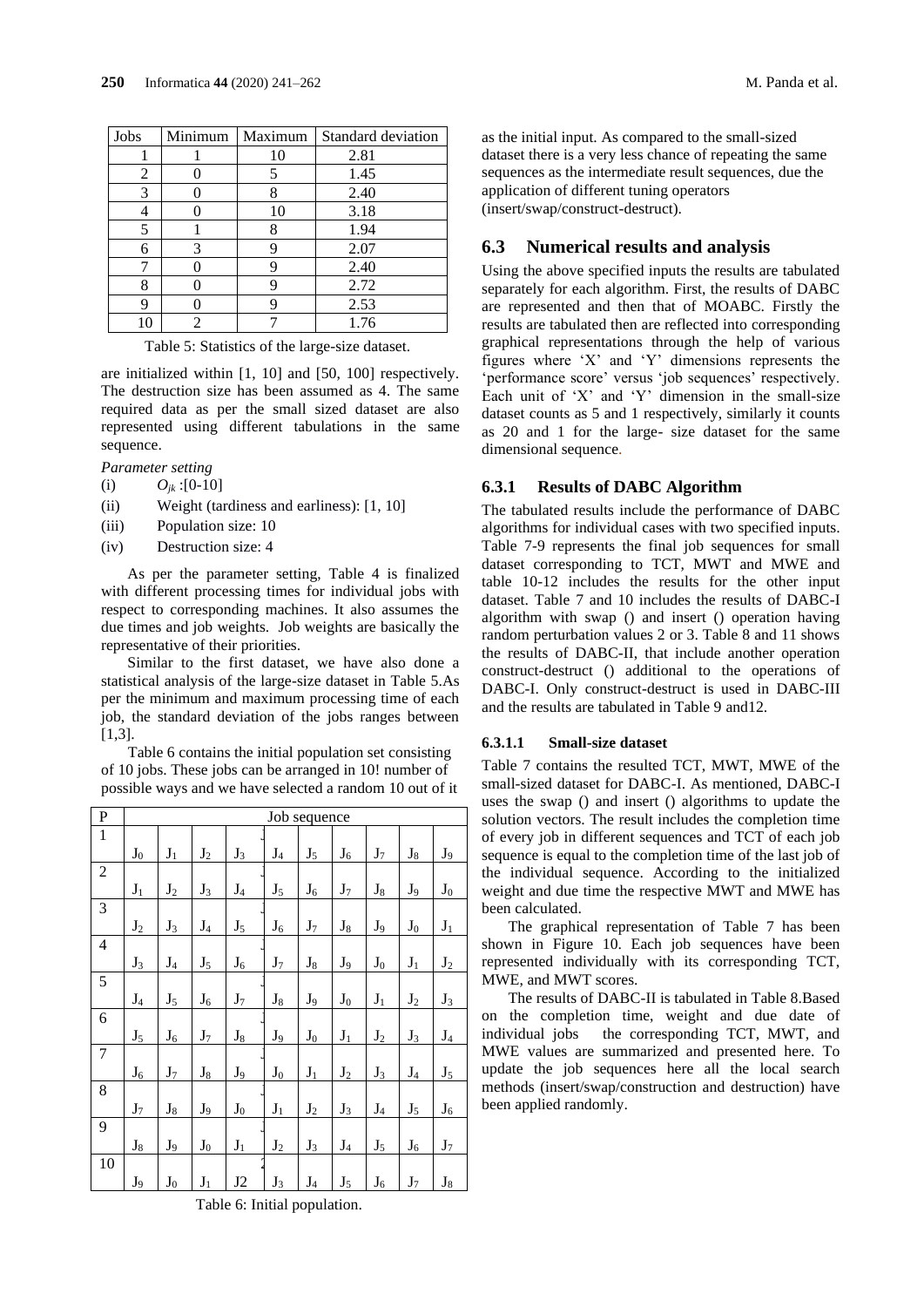| Jobs | Minimum | Maximum | Standard deviation |
|---|---|---|---|
| 1 | 1 | 10 | 2.81 |
| 2 | 0 | 5 | 1.45 |
| 3 | 0 | 8 | 2.40 |
| 4 | 0 | 10 | 3.18 |
| 5 | 1 | 8 | 1.94 |
| 6 | 3 | 9 | 2.07 |
| 7 | 0 | 9 | 2.40 |
| 8 | 0 | 9 | 2.72 |
| 9 | 0 | 9 | 2.53 |
| 10 | 2 | 7 | 1.76 |

Table 5: Statistics of the large-size dataset.

are initialized within [1, 10] and [50, 100] respectively. The destruction size has been assumed as 4. The same required data as per the small sized dataset are also represented using different tabulations in the same sequence.

*Parameter setting*

(i) $O_{jk}$ :[0-10]

(ii) Weight (tardiness and earliness): [1, 10]

(iii) Population size: 10

(iv) Destruction size: 4

As per the parameter setting, Table 4 is finalized with different processing times for individual jobs with respect to corresponding machines. It also assumes the due times and job weights. Job weights are basically the representative of their priorities.

Similar to the first dataset, we have also done a statistical analysis of the large-size dataset in Table 5.As per the minimum and maximum processing time of each job, the standard deviation of the jobs ranges between [1,3].

Table 6 contains the initial population set consisting of 10 jobs. These jobs can be arranged in 10! number of possible ways and we have selected a random 10 out of it

| P | Job sequence | | | | | | | | | |
|---|---|---|---|---|---|---|---|---|---|---|
| 1 | $J_0$ | $J_1$ | $J_2$ | $J_3$ | $J_4$ | $J_5$ | $J_6$ | $J_7$ | $J_8$ | $J_9$ |
| 2 | $J_1$ | $J_2$ | $J_3$ | $J_4$ | $J_5$ | $J_6$ | $J_7$ | $J_8$ | $J_9$ | $J_0$ |
| 3 | $J_2$ | $J_3$ | $J_4$ | $J_5$ | $J_6$ | $J_7$ | $J_8$ | $J_9$ | $J_0$ | $J_1$ |
| 4 | $J_3$ | $J_4$ | $J_5$ | $J_6$ | $J_7$ | $J_8$ | $J_9$ | $J_0$ | $J_1$ | $J_2$ |
| 5 | $J_4$ | $J_5$ | $J_6$ | $J_7$ | $J_8$ | $J_9$ | $J_0$ | $J_1$ | $J_2$ | $J_3$ |
| 6 | $J_5$ | $J_6$ | $J_7$ | $J_8$ | $J_9$ | $J_0$ | $J_1$ | $J_2$ | $J_3$ | $J_4$ |
| 7 | $J_6$ | $J_7$ | $J_8$ | $J_9$ | $J_0$ | $J_1$ | $J_2$ | $J_3$ | $J_4$ | $J_5$ |
| 8 | $J_7$ | $J_8$ | $J_9$ | $J_0$ | $J_1$ | $J_2$ | $J_3$ | $J_4$ | $J_5$ | $J_6$ |
| 9 | $J_8$ | $J_9$ | $J_0$ | $J_1$ | $J_2$ | $J_3$ | $J_4$ | $J_5$ | $J_6$ | $J_7$ |
| 10 | $J_9$ | $J_0$ | $J_1$ | J2 | $J_3$ | $J_4$ | $J_5$ | $J_6$ | $J_7$ | $J_8$ |

Table 6: Initial population.

as the initial input. As compared to the small-sized dataset there is a very less chance of repeating the same sequences as the intermediate result sequences, due the application of different tuning operators (insert/swap/construct-destruct).

## 6.3 Numerical results and analysis

Using the above specified inputs the results are tabulated separately for each algorithm. First, the results of DABC are represented and then that of MOABC. Firstly the results are tabulated then are reflected into corresponding graphical representations through the help of various figures where 'X' and 'Y' dimensions represents the 'performance score' versus 'job sequences' respectively. Each unit of 'X' and 'Y' dimension in the small-size dataset counts as 5 and 1 respectively, similarly it counts as 20 and 1 for the large- size dataset for the same dimensional sequence.

### 6.3.1 Results of DABC Algorithm

The tabulated results include the performance of DABC algorithms for individual cases with two specified inputs. Table 7-9 represents the final job sequences for small dataset corresponding to TCT, MWT and MWE and table 10-12 includes the results for the other input dataset. Table 7 and 10 includes the results of DABC-I algorithm with swap () and insert () operation having random perturbation values 2 or 3. Table 8 and 11 shows the results of DABC-II, that include another operation construct-destruct () additional to the operations of DABC-I. Only construct-destruct is used in DABC-III and the results are tabulated in Table 9 and12.

#### 6.3.1.1 Small-size dataset

Table 7 contains the resulted TCT, MWT, MWE of the small-sized dataset for DABC-I. As mentioned, DABC-I uses the swap () and insert () algorithms to update the solution vectors. The result includes the completion time of every job in different sequences and TCT of each job sequence is equal to the completion time of the last job of the individual sequence. According to the initialized weight and due time the respective MWT and MWE has been calculated.

The graphical representation of Table 7 has been shown in Figure 10. Each job sequences have been represented individually with its corresponding TCT, MWE, and MWT scores.

The results of DABC-II is tabulated in Table 8.Based on the completion time, weight and due date of individual jobs the corresponding TCT, MWT, and MWE values are summarized and presented here. To update the job sequences here all the local search methods (insert/swap/construction and destruction) have been applied randomly.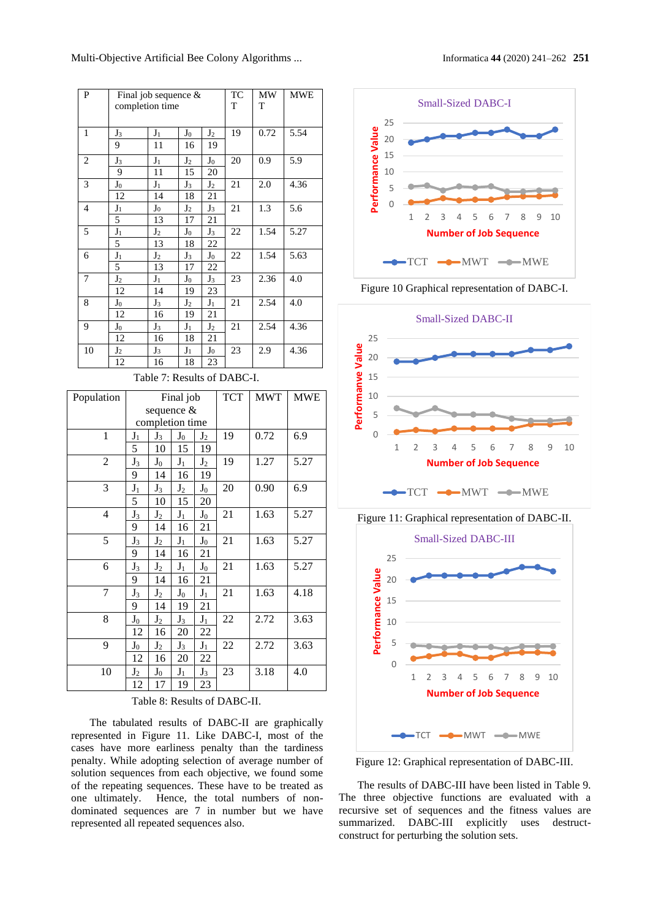| P | Final job sequence & completion time | | | | TCT | MWT | MWE |
|---|---|---|---|---|---|---|---|
| 1 | $J_3$ | $J_1$ | $J_0$ | $J_2$ | 19 | 0.72 | 5.54 |
| | 9 | 11 | 16 | 19 | | | |
| 2 | $J_3$ | $J_1$ | $J_2$ | $J_0$ | 20 | 0.9 | 5.9 |
| | 9 | 11 | 15 | 20 | | | |
| 3 | $J_0$ | $J_1$ | $J_3$ | $J_2$ | 21 | 2.0 | 4.36 |
| | 12 | 14 | 18 | 21 | | | |
| 4 | $J_1$ | $J_0$ | $J_2$ | $J_3$ | 21 | 1.3 | 5.6 |
| | 5 | 13 | 17 | 21 | | | |
| 5 | $J_1$ | $J_2$ | $J_0$ | $J_3$ | 22 | 1.54 | 5.27 |
| | 5 | 13 | 18 | 22 | | | |
| 6 | $J_1$ | $J_2$ | $J_3$ | $J_0$ | 22 | 1.54 | 5.63 |
| | 5 | 13 | 17 | 22 | | | |
| 7 | $J_2$ | $J_1$ | $J_0$ | $J_3$ | 23 | 2.36 | 4.0 |
| | 12 | 14 | 19 | 23 | | | |
| 8 | $J_0$ | $J_3$ | $J_2$ | $J_1$ | 21 | 2.54 | 4.0 |
| | 12 | 16 | 19 | 21 | | | |
| 9 | $J_0$ | $J_3$ | $J_1$ | $J_2$ | 21 | 2.54 | 4.36 |
| | 12 | 16 | 18 | 21 | | | |
| 10 | $J_2$ | $J_3$ | $J_1$ | $J_0$ | 23 | 2.9 | 4.36 |
| | 12 | 16 | 18 | 23 | | | |

Table 7: Results of DABC-I.

| Population | Final job sequence & completion time | | | | TCT | MWT | MWE |
|---|---|---|---|---|---|---|---|
| 1 | $J_1$ | $J_3$ | $J_0$ | $J_2$ | 19 | 0.72 | 6.9 |
| | 5 | 10 | 15 | 19 | | | |
| 2 | $J_3$ | $J_0$ | $J_1$ | $J_2$ | 19 | 1.27 | 5.27 |
| | 9 | 14 | 16 | 19 | | | |
| 3 | $J_1$ | $J_3$ | $J_2$ | $J_0$ | 20 | 0.90 | 6.9 |
| | 5 | 10 | 15 | 20 | | | |
| 4 | $J_3$ | $J_2$ | $J_1$ | $J_0$ | 21 | 1.63 | 5.27 |
| | 9 | 14 | 16 | 21 | | | |
| 5 | $J_3$ | $J_2$ | $J_1$ | $J_0$ | 21 | 1.63 | 5.27 |
| | 9 | 14 | 16 | 21 | | | |
| 6 | $J_3$ | $J_2$ | $J_1$ | $J_0$ | 21 | 1.63 | 5.27 |
| | 9 | 14 | 16 | 21 | | | |
| 7 | $J_3$ | $J_2$ | $J_0$ | $J_1$ | 21 | 1.63 | 4.18 |
| | 9 | 14 | 19 | 21 | | | |
| 8 | $J_0$ | $J_2$ | $J_3$ | $J_1$ | 22 | 2.72 | 3.63 |
| | 12 | 16 | 20 | 22 | | | |
| 9 | $J_0$ | $J_2$ | $J_3$ | $J_1$ | 22 | 2.72 | 3.63 |
| | 12 | 16 | 20 | 22 | | | |
| 10 | $J_2$ | $J_0$ | $J_1$ | $J_3$ | 23 | 3.18 | 4.0 |
| | 12 | 17 | 19 | 23 | | | |

Table 8: Results of DABC-II.

The tabulated results of DABC-II are graphically represented in Figure 11. Like DABC-I, most of the cases have more earliness penalty than the tardiness penalty. While adopting selection of average number of solution sequences from each objective, we found some of the repeating sequences. These have to be treated as one ultimately. Hence, the total numbers of non-dominated sequences are 7 in number but we have represented all repeated sequences also.

Figure 10 Graphical representation of DABC-I.

Figure 11: Graphical representation of DABC-II.

Figure 12: Graphical representation of DABC-III.

The results of DABC-III have been listed in Table 9. The three objective functions are evaluated with a recursive set of sequences and the fitness values are summarized. DABC-III explicitly uses destruct-construct for perturbing the solution sets.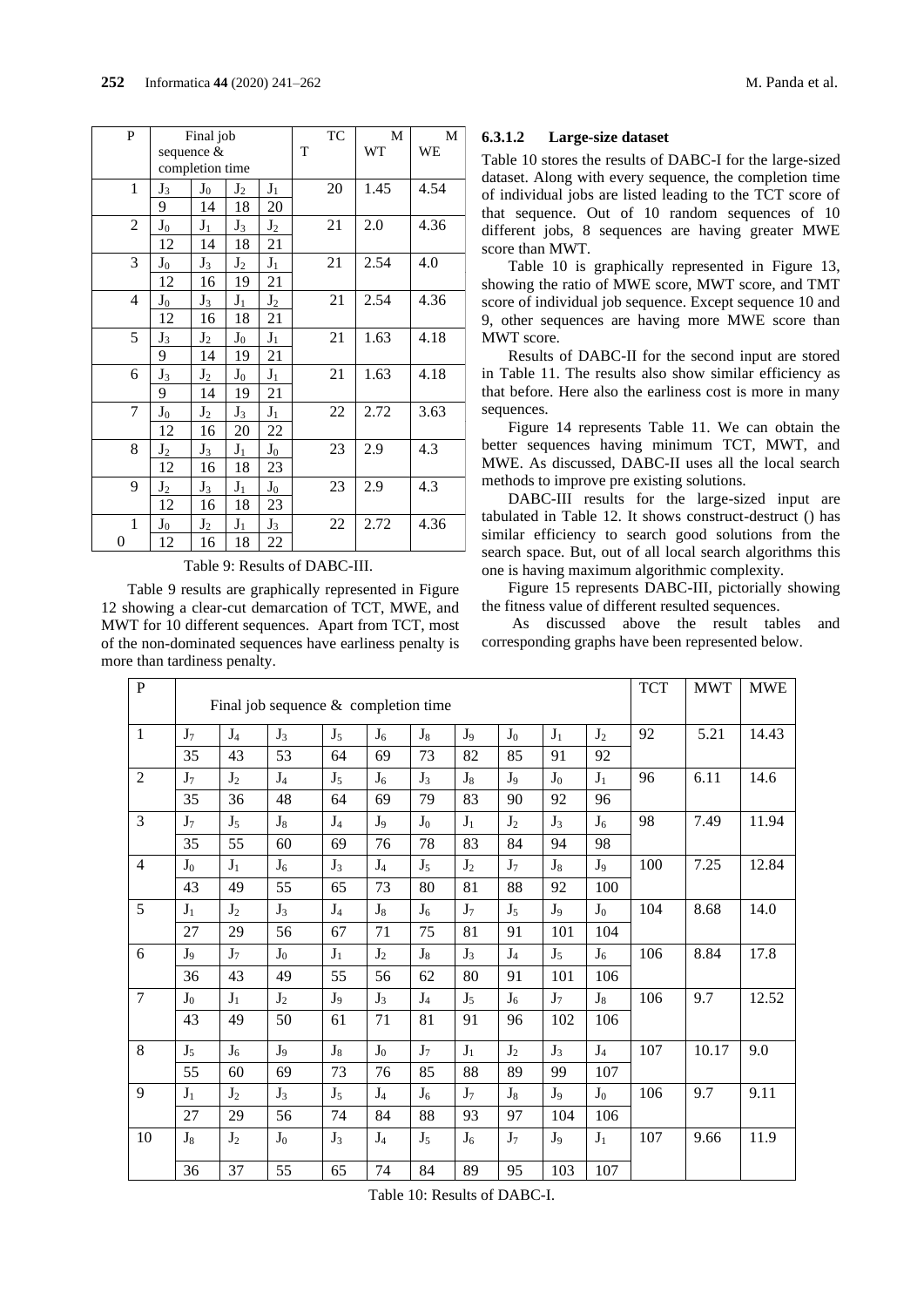| P | Final job sequence & completion time | | | | TCT | MWT | MWE |
|---|---|---|---|---|---|---|---|
| 1 | $J_3$ | $J_0$ | $J_2$ | $J_1$ | 20 | 1.45 | 4.54 |
| | 9 | 14 | 18 | 20 | | | |
| 2 | $J_0$ | $J_1$ | $J_3$ | $J_2$ | 21 | 2.0 | 4.36 |
| | 12 | 14 | 18 | 21 | | | |
| 3 | $J_0$ | $J_3$ | $J_2$ | $J_1$ | 21 | 2.54 | 4.0 |
| | 12 | 16 | 19 | 21 | | | |
| 4 | $J_0$ | $J_3$ | $J_1$ | $J_2$ | 21 | 2.54 | 4.36 |
| | 12 | 16 | 18 | 21 | | | |
| 5 | $J_3$ | $J_2$ | $J_0$ | $J_1$ | 21 | 1.63 | 4.18 |
| | 9 | 14 | 19 | 21 | | | |
| 6 | $J_3$ | $J_2$ | $J_0$ | $J_1$ | 21 | 1.63 | 4.18 |
| | 9 | 14 | 19 | 21 | | | |
| 7 | $J_0$ | $J_2$ | $J_3$ | $J_1$ | 22 | 2.72 | 3.63 |
| | 12 | 16 | 20 | 22 | | | |
| 8 | $J_2$ | $J_3$ | $J_1$ | $J_0$ | 23 | 2.9 | 4.3 |
| | 12 | 16 | 18 | 23 | | | |
| 9 | $J_2$ | $J_3$ | $J_1$ | $J_0$ | 23 | 2.9 | 4.3 |
| | 12 | 16 | 18 | 23 | | | |
| 10 | $J_0$ | $J_2$ | $J_1$ | $J_3$ | 22 | 2.72 | 4.36 |
| | 12 | 16 | 18 | 22 | | | |

Table 9: Results of DABC-III.

Table 9 results are graphically represented in Figure 12 showing a clear-cut demarcation of TCT, MWE, and MWT for 10 different sequences. Apart from TCT, most of the non-dominated sequences have earliness penalty is more than tardiness penalty.

#### 6.3.1.2 Large-size dataset

Table 10 stores the results of DABC-I for the large-sized dataset. Along with every sequence, the completion time of individual jobs are listed leading to the TCT score of that sequence. Out of 10 random sequences of 10 different jobs, 8 sequences are having greater MWE score than MWT.

Table 10 is graphically represented in Figure 13, showing the ratio of MWE score, MWT score, and TMT score of individual job sequence. Except sequence 10 and 9, other sequences are having more MWE score than MWT score.

Results of DABC-II for the second input are stored in Table 11. The results also show similar efficiency as that before. Here also the earliness cost is more in many sequences.

Figure 14 represents Table 11. We can obtain the better sequences having minimum TCT, MWT, and MWE. As discussed, DABC-II uses all the local search methods to improve pre existing solutions.

DABC-III results for the large-sized input are tabulated in Table 12. It shows construct-destruct () has similar efficiency to search good solutions from the search space. But, out of all local search algorithms this one is having maximum algorithmic complexity.

Figure 15 represents DABC-III, pictorially showing the fitness value of different resulted sequences.

As discussed above the result tables and corresponding graphs have been represented below.

| P | Final job sequence & completion time | | | | | | | | | | TCT | MWT | MWE |
|---|---|---|---|---|---|---|---|---|---|---|---|---|---|
| 1 | $J_7$ | $J_4$ | $J_3$ | $J_5$ | $J_6$ | $J_8$ | $J_9$ | $J_0$ | $J_1$ | $J_2$ | 92 | 5.21 | 14.43 |
| | 35 | 43 | 53 | 64 | 69 | 73 | 82 | 85 | 91 | 92 | | | |
| 2 | $J_7$ | $J_2$ | $J_4$ | $J_5$ | $J_6$ | $J_3$ | $J_8$ | $J_9$ | $J_0$ | $J_1$ | 96 | 6.11 | 14.6 |
| | 35 | 36 | 48 | 64 | 69 | 79 | 83 | 90 | 92 | 96 | | | |
| 3 | $J_7$ | $J_5$ | $J_8$ | $J_4$ | $J_9$ | $J_0$ | $J_1$ | $J_2$ | $J_3$ | $J_6$ | 98 | 7.49 | 11.94 |
| | 35 | 55 | 60 | 69 | 76 | 78 | 83 | 84 | 94 | 98 | | | |
| 4 | $J_0$ | $J_1$ | $J_6$ | $J_3$ | $J_4$ | $J_5$ | $J_2$ | $J_7$ | $J_8$ | $J_9$ | 100 | 7.25 | 12.84 |
| | 43 | 49 | 55 | 65 | 73 | 80 | 81 | 88 | 92 | 100 | | | |
| 5 | $J_1$ | $J_2$ | $J_3$ | $J_4$ | $J_8$ | $J_6$ | $J_7$ | $J_5$ | $J_9$ | $J_0$ | 104 | 8.68 | 14.0 |
| | 27 | 29 | 56 | 67 | 71 | 75 | 81 | 91 | 101 | 104 | | | |
| 6 | $J_9$ | $J_7$ | $J_0$ | $J_1$ | $J_2$ | $J_8$ | $J_3$ | $J_4$ | $J_5$ | $J_6$ | 106 | 8.84 | 17.8 |
| | 36 | 43 | 49 | 55 | 56 | 62 | 80 | 91 | 101 | 106 | | | |
| 7 | $J_0$ | $J_1$ | $J_2$ | $J_9$ | $J_3$ | $J_4$ | $J_5$ | $J_6$ | $J_7$ | $J_8$ | 106 | 9.7 | 12.52 |
| | 43 | 49 | 50 | 61 | 71 | 81 | 91 | 96 | 102 | 106 | | | |
| 8 | $J_5$ | $J_6$ | $J_9$ | $J_8$ | $J_0$ | $J_7$ | $J_1$ | $J_2$ | $J_3$ | $J_4$ | 107 | 10.17 | 9.0 |
| | 55 | 60 | 69 | 73 | 76 | 85 | 88 | 89 | 99 | 107 | | | |
| 9 | $J_1$ | $J_2$ | $J_3$ | $J_5$ | $J_4$ | $J_6$ | $J_7$ | $J_8$ | $J_9$ | $J_0$ | 106 | 9.7 | 9.11 |
| | 27 | 29 | 56 | 74 | 84 | 88 | 93 | 97 | 104 | 106 | | | |
| 10 | $J_8$ | $J_2$ | $J_0$ | $J_3$ | $J_4$ | $J_5$ | $J_6$ | $J_7$ | $J_9$ | $J_1$ | 107 | 9.66 | 11.9 |
| | 36 | 37 | 55 | 65 | 74 | 84 | 89 | 95 | 103 | 107 | | | |

Table 10: Results of DABC-I.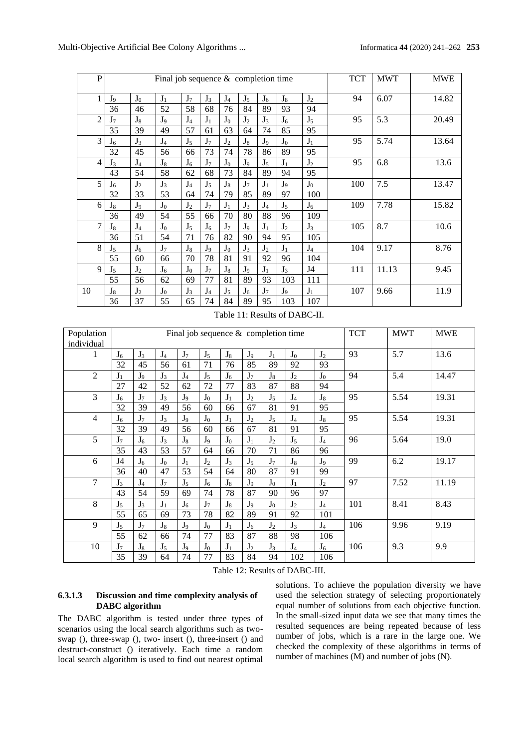| P | Final job sequence & completion time | | | | | | | | | | TCT | MWT | MWE |
|---|---|---|---|---|---|---|---|---|---|---|---|---|---|
| 1 | $J_9$ | $J_0$ | $J_1$ | $J_7$ | $J_3$ | $J_4$ | $J_5$ | $J_6$ | $J_8$ | $J_2$ | 94 | 6.07 | 14.82 |
| | 36 | 46 | 52 | 58 | 68 | 76 | 84 | 89 | 93 | 94 | | | |
| 2 | $J_7$ | $J_8$ | $J_9$ | $J_4$ | $J_1$ | $J_0$ | $J_2$ | $J_3$ | $J_6$ | $J_5$ | 95 | 5.3 | 20.49 |
| | 35 | 39 | 49 | 57 | 61 | 63 | 64 | 74 | 85 | 95 | | | |
| 3 | $J_6$ | $J_3$ | $J_4$ | $J_5$ | $J_7$ | $J_2$ | $J_8$ | $J_9$ | $J_0$ | $J_1$ | 95 | 5.74 | 13.64 |
| | 32 | 45 | 56 | 66 | 73 | 74 | 78 | 86 | 89 | 95 | | | |
| 4 | $J_3$ | $J_4$ | $J_8$ | $J_6$ | $J_7$ | $J_0$ | $J_9$ | $J_5$ | $J_1$ | $J_2$ | 95 | 6.8 | 13.6 |
| | 43 | 54 | 58 | 62 | 68 | 73 | 84 | 89 | 94 | 95 | | | |
| 5 | $J_6$ | $J_2$ | $J_3$ | $J_4$ | $J_5$ | $J_8$ | $J_7$ | $J_1$ | $J_9$ | $J_0$ | 100 | 7.5 | 13.47 |
| | 32 | 33 | 53 | 64 | 74 | 79 | 85 | 89 | 97 | 100 | | | |
| 6 | $J_8$ | $J_9$ | $J_0$ | $J_2$ | $J_7$ | $J_1$ | $J_3$ | $J_4$ | $J_5$ | $J_6$ | 109 | 7.78 | 15.82 |
| | 36 | 49 | 54 | 55 | 66 | 70 | 80 | 88 | 96 | 109 | | | |
| 7 | $J_8$ | $J_4$ | $J_0$ | $J_5$ | $J_6$ | $J_7$ | $J_9$ | $J_1$ | $J_2$ | $J_3$ | 105 | 8.7 | 10.6 |
| | 36 | 51 | 54 | 71 | 76 | 82 | 90 | 94 | 95 | 105 | | | |
| 8 | $J_5$ | $J_6$ | $J_7$ | $J_8$ | $J_9$ | $J_0$ | $J_3$ | $J_2$ | $J_1$ | $J_4$ | 104 | 9.17 | 8.76 |
| | 55 | 60 | 66 | 70 | 78 | 81 | 91 | 92 | 96 | 104 | | | |
| 9 | $J_5$ | $J_2$ | $J_6$ | $J_0$ | $J_7$ | $J_8$ | $J_9$ | $J_1$ | $J_3$ | J4 | 111 | 11.13 | 9.45 |
| | 55 | 56 | 62 | 69 | 77 | 81 | 89 | 93 | 103 | 111 | | | |
| 10 | $J_8$ | $J_2$ | $J_0$ | $J_3$ | $J_4$ | $J_5$ | $J_6$ | $J_7$ | $J_9$ | $J_1$ | 107 | 9.66 | 11.9 |
| | 36 | 37 | 55 | 65 | 74 | 84 | 89 | 95 | 103 | 107 | | | |

Table 11: Results of DABC-II.

| Population individual | Final job sequence & completion time | | | | | | | | | | TCT | MWT | MWE |
|---|---|---|---|---|---|---|---|---|---|---|---|---|---|
| 1 | $J_6$ | $J_3$ | $J_4$ | $J_7$ | $J_5$ | $J_8$ | $J_9$ | $J_1$ | $J_0$ | $J_2$ | 93 | 5.7 | 13.6 |
| | 32 | 45 | 56 | 61 | 71 | 76 | 85 | 89 | 92 | 93 | | | |
| 2 | $J_1$ | $J_9$ | $J_3$ | $J_4$ | $J_5$ | $J_6$ | $J_7$ | $J_8$ | $J_2$ | $J_0$ | 94 | 5.4 | 14.47 |
| | 27 | 42 | 52 | 62 | 72 | 77 | 83 | 87 | 88 | 94 | | | |
| 3 | $J_6$ | $J_7$ | $J_3$ | $J_9$ | $J_0$ | $J_1$ | $J_2$ | $J_5$ | $J_4$ | $J_8$ | 95 | 5.54 | 19.31 |
| | 32 | 39 | 49 | 56 | 60 | 66 | 67 | 81 | 91 | 95 | | | |
| 4 | $J_6$ | $J_7$ | $J_3$ | $J_9$ | $J_0$ | $J_1$ | $J_2$ | $J_5$ | $J_4$ | $J_8$ | 95 | 5.54 | 19.31 |
| | 32 | 39 | 49 | 56 | 60 | 66 | 67 | 81 | 91 | 95 | | | |
| 5 | $J_7$ | $J_6$ | $J_3$ | $J_8$ | $J_9$ | $J_0$ | $J_1$ | $J_2$ | $J_5$ | $J_4$ | 96 | 5.64 | 19.0 |
| | 35 | 43 | 53 | 57 | 64 | 66 | 70 | 71 | 86 | 96 | | | |
| 6 | J4 | $J_6$ | $J_0$ | $J_1$ | $J_2$ | $J_3$ | $J_5$ | $J_7$ | $J_8$ | $J_9$ | 99 | 6.2 | 19.17 |
| | 36 | 40 | 47 | 53 | 54 | 64 | 80 | 87 | 91 | 99 | | | |
| 7 | $J_3$ | $J_4$ | $J_7$ | $J_5$ | $J_6$ | $J_8$ | $J_9$ | $J_0$ | $J_1$ | $J_2$ | 97 | 7.52 | 11.19 |
| | 43 | 54 | 59 | 69 | 74 | 78 | 87 | 90 | 96 | 97 | | | |
| 8 | $J_5$ | $J_3$ | $J_1$ | $J_6$ | $J_7$ | $J_8$ | $J_9$ | $J_0$ | $J_2$ | $J_4$ | 101 | 8.41 | 8.43 |
| | 55 | 65 | 69 | 73 | 78 | 82 | 89 | 91 | 92 | 101 | | | |
| 9 | $J_5$ | $J_7$ | $J_8$ | $J_9$ | $J_0$ | $J_1$ | $J_6$ | $J_2$ | $J_3$ | $J_4$ | 106 | 9.96 | 9.19 |
| | 55 | 62 | 66 | 74 | 77 | 83 | 87 | 88 | 98 | 106 | | | |
| 10 | $J_7$ | $J_8$ | $J_5$ | $J_9$ | $J_0$ | $J_1$ | $J_2$ | $J_3$ | $J_4$ | $J_6$ | 106 | 9.3 | 9.9 |
| | 35 | 39 | 64 | 74 | 77 | 83 | 84 | 94 | 102 | 106 | | | |

Table 12: Results of DABC-III.

#### 6.3.1.3 Discussion and time complexity analysis of DABC algorithm

The DABC algorithm is tested under three types of scenarios using the local search algorithms such as two-swap (), three-swap (), two- insert (), three-insert () and destruct-construct () iteratively. Each time a random local search algorithm is used to find out nearest optimal solutions. To achieve the population diversity we have used the selection strategy of selecting proportionately equal number of solutions from each objective function. In the small-sized input data we see that many times the resulted sequences are being repeated because of less number of jobs, which is a rare in the large one. We checked the complexity of these algorithms in terms of number of machines (M) and number of jobs (N).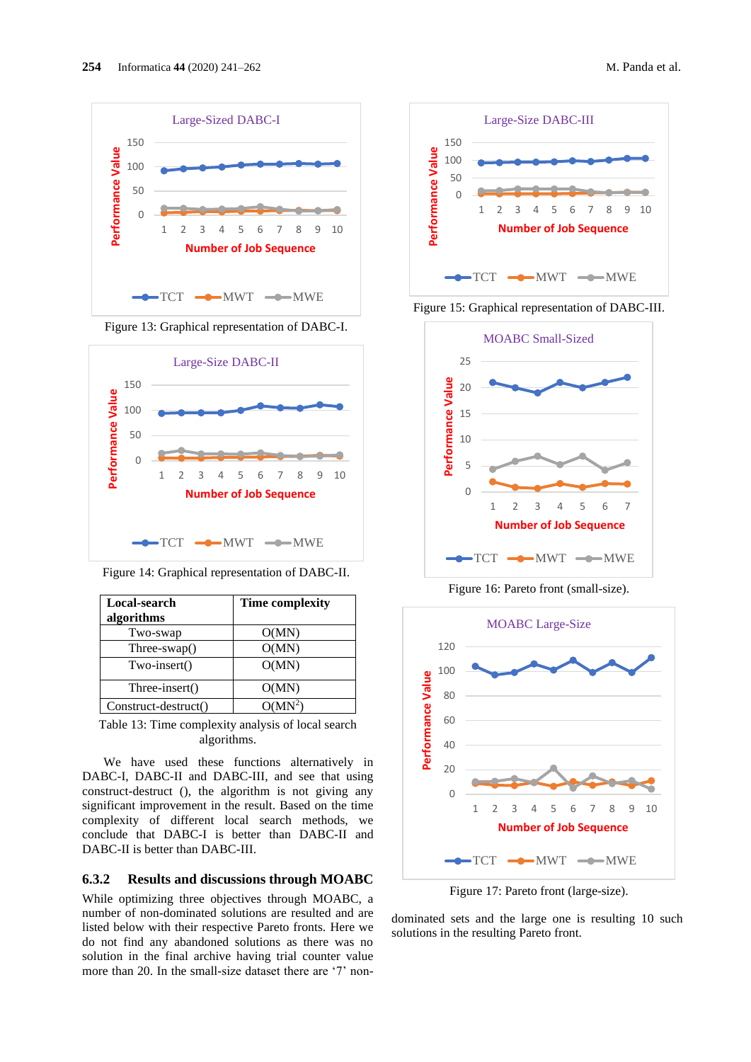Figure 13: Graphical representation of DABC-I.

Figure 14: Graphical representation of DABC-II.

| Local-search algorithms | Time complexity |
|---|---|
| Two-swap | O(MN) |
| Three-swap() | O(MN) |
| Two-insert() | O(MN) |
| Three-insert() | O(MN) |
| Construct-destruct() | O($MN^2$) |

Table 13: Time complexity analysis of local search algorithms.

We have used these functions alternatively in DABC-I, DABC-II and DABC-III, and see that using construct-destruct (), the algorithm is not giving any significant improvement in the result. Based on the time complexity of different local search methods, we conclude that DABC-I is better than DABC-II and DABC-II is better than DABC-III.

### 6.3.2 Results and discussions through MOABC

While optimizing three objectives through MOABC, a number of non-dominated solutions are resulted and are listed below with their respective Pareto fronts. Here we do not find any abandoned solutions as there was no solution in the final archive having trial counter value more than 20. In the small-size dataset there are '7' non-dominated sets and the large one is resulting 10 such solutions in the resulting Pareto front.

Figure 15: Graphical representation of DABC-III.

Figure 16: Pareto front (small-size).

Figure 17: Pareto front (large-size).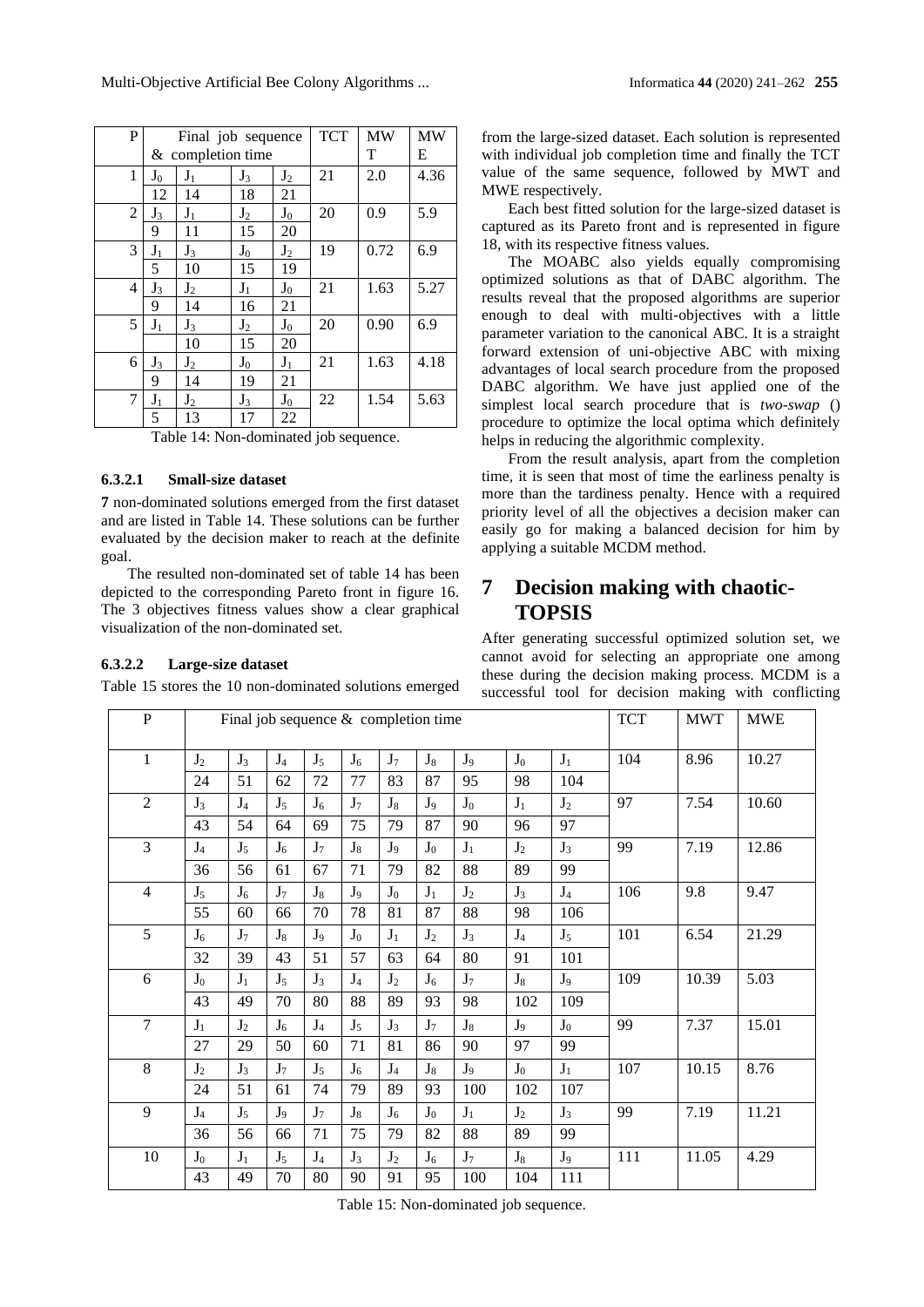| P | Final job sequence & completion time | | | | TCT | MWT | MWE |
|---|---|---|---|---|---|---|---|
| 1 | $J_0$ | $J_1$ | $J_3$ | $J_2$ | 21 | 2.0 | 4.36 |
| | 12 | 14 | 18 | 21 | | | |
| 2 | $J_3$ | $J_1$ | $J_2$ | $J_0$ | 20 | 0.9 | 5.9 |
| | 9 | 11 | 15 | 20 | | | |
| 3 | $J_1$ | $J_3$ | $J_0$ | $J_2$ | 19 | 0.72 | 6.9 |
| | 5 | 10 | 15 | 19 | | | |
| 4 | $J_3$ | $J_2$ | $J_1$ | $J_0$ | 21 | 1.63 | 5.27 |
| | 9 | 14 | 16 | 21 | | | |
| 5 | $J_1$ | $J_3$ | $J_2$ | $J_0$ | 20 | 0.90 | 6.9 |
| | | 10 | 15 | 20 | | | |
| 6 | $J_3$ | $J_2$ | $J_0$ | $J_1$ | 21 | 1.63 | 4.18 |
| | 9 | 14 | 19 | 21 | | | |
| 7 | $J_1$ | $J_2$ | $J_3$ | $J_0$ | 22 | 1.54 | 5.63 |
| | 5 | 13 | 17 | 22 | | | |

Table 14: Non-dominated job sequence.

#### 6.3.2.1 Small-size dataset

**7** non-dominated solutions emerged from the first dataset and are listed in Table 14. These solutions can be further evaluated by the decision maker to reach at the definite goal.

The resulted non-dominated set of table 14 has been depicted to the corresponding Pareto front in figure 16. The 3 objectives fitness values show a clear graphical visualization of the non-dominated set.

#### 6.3.2.2 Large-size dataset

Table 15 stores the 10 non-dominated solutions emerged from the large-sized dataset. Each solution is represented with individual job completion time and finally the TCT value of the same sequence, followed by MWT and MWE respectively.

Each best fitted solution for the large-sized dataset is captured as its Pareto front and is represented in figure 18, with its respective fitness values.

The MOABC also yields equally compromising optimized solutions as that of DABC algorithm. The results reveal that the proposed algorithms are superior enough to deal with multi-objectives with a little parameter variation to the canonical ABC. It is a straight forward extension of uni-objective ABC with mixing advantages of local search procedure from the proposed DABC algorithm. We have just applied one of the simplest local search procedure that is *two-swap* () procedure to optimize the local optima which definitely helps in reducing the algorithmic complexity.

From the result analysis, apart from the completion time, it is seen that most of time the earliness penalty is more than the tardiness penalty. Hence with a required priority level of all the objectives a decision maker can easily go for making a balanced decision for him by applying a suitable MCDM method.

# 7 Decision making with chaotic-TOPSIS

After generating successful optimized solution set, we cannot avoid for selecting an appropriate one among these during the decision making process. MCDM is a successful tool for decision making with conflicting

| P | Final job sequence & completion time | | | | | | | | | | TCT | MWT | MWE |
|---|---|---|---|---|---|---|---|---|---|---|---|---|---|
| 1 | $J_2$ | $J_3$ | $J_4$ | $J_5$ | $J_6$ | $J_7$ | $J_8$ | $J_9$ | $J_0$ | $J_1$ | 104 | 8.96 | 10.27 |
| | 24 | 51 | 62 | 72 | 77 | 83 | 87 | 95 | 98 | 104 | | | |
| 2 | $J_3$ | $J_4$ | $J_5$ | $J_6$ | $J_7$ | $J_8$ | $J_9$ | $J_0$ | $J_1$ | $J_2$ | 97 | 7.54 | 10.60 |
| | 43 | 54 | 64 | 69 | 75 | 79 | 87 | 90 | 96 | 97 | | | |
| 3 | $J_4$ | $J_5$ | $J_6$ | $J_7$ | $J_8$ | $J_9$ | $J_0$ | $J_1$ | $J_2$ | $J_3$ | 99 | 7.19 | 12.86 |
| | 36 | 56 | 61 | 67 | 71 | 79 | 82 | 88 | 89 | 99 | | | |
| 4 | $J_5$ | $J_6$ | $J_7$ | $J_8$ | $J_9$ | $J_0$ | $J_1$ | $J_2$ | $J_3$ | $J_4$ | 106 | 9.8 | 9.47 |
| | 55 | 60 | 66 | 70 | 78 | 81 | 87 | 88 | 98 | 106 | | | |
| 5 | $J_6$ | $J_7$ | $J_8$ | $J_9$ | $J_0$ | $J_1$ | $J_2$ | $J_3$ | $J_4$ | $J_5$ | 101 | 6.54 | 21.29 |
| | 32 | 39 | 43 | 51 | 57 | 63 | 64 | 80 | 91 | 101 | | | |
| 6 | $J_0$ | $J_1$ | $J_5$ | $J_3$ | $J_4$ | $J_2$ | $J_6$ | $J_7$ | $J_8$ | $J_9$ | 109 | 10.39 | 5.03 |
| | 43 | 49 | 70 | 80 | 88 | 89 | 93 | 98 | 102 | 109 | | | |
| 7 | $J_1$ | $J_2$ | $J_6$ | $J_4$ | $J_5$ | $J_3$ | $J_7$ | $J_8$ | $J_9$ | $J_0$ | 99 | 7.37 | 15.01 |
| | 27 | 29 | 50 | 60 | 71 | 81 | 86 | 90 | 97 | 99 | | | |
| 8 | $J_2$ | $J_3$ | $J_7$ | $J_5$ | $J_6$ | $J_4$ | $J_8$ | $J_9$ | $J_0$ | $J_1$ | 107 | 10.15 | 8.76 |
| | 24 | 51 | 61 | 74 | 79 | 89 | 93 | 100 | 102 | 107 | | | |
| 9 | $J_4$ | $J_5$ | $J_9$ | $J_7$ | $J_8$ | $J_6$ | $J_0$ | $J_1$ | $J_2$ | $J_3$ | 99 | 7.19 | 11.21 |
| | 36 | 56 | 66 | 71 | 75 | 79 | 82 | 88 | 89 | 99 | | | |
| 10 | $J_0$ | $J_1$ | $J_5$ | $J_4$ | $J_3$ | $J_2$ | $J_6$ | $J_7$ | $J_8$ | $J_9$ | 111 | 11.05 | 4.29 |
| | 43 | 49 | 70 | 80 | 90 | 91 | 95 | 100 | 104 | 111 | | | |

Table 15: Non-dominated job sequence.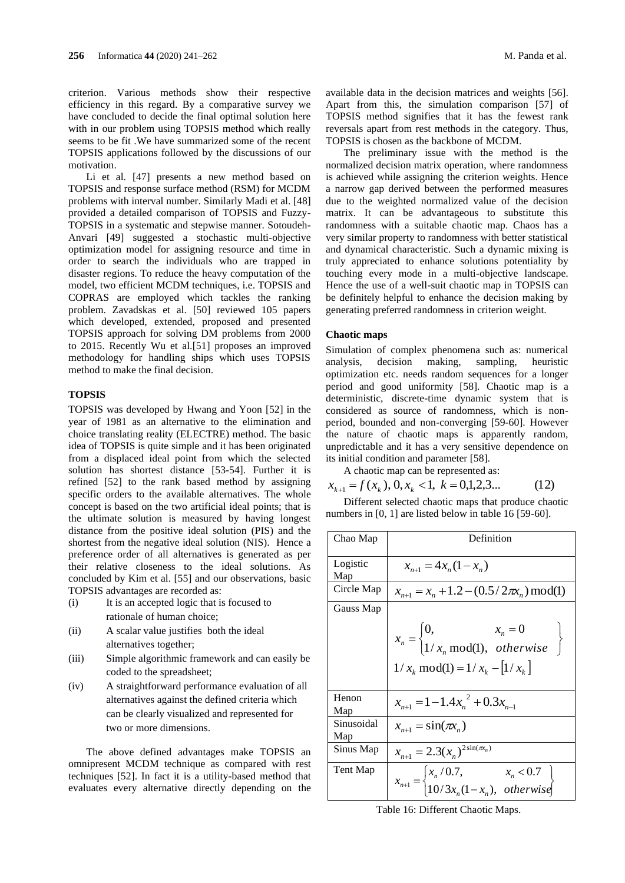criterion. Various methods show their respective efficiency in this regard. By a comparative survey we have concluded to decide the final optimal solution here with in our problem using TOPSIS method which really seems to be fit .We have summarized some of the recent TOPSIS applications followed by the discussions of our motivation.

Li et al. [47] presents a new method based on TOPSIS and response surface method (RSM) for MCDM problems with interval number. Similarly Madi et al. [48] provided a detailed comparison of TOPSIS and Fuzzy-TOPSIS in a systematic and stepwise manner. Sotoudeh-Anvari [49] suggested a stochastic multi-objective optimization model for assigning resource and time in order to search the individuals who are trapped in disaster regions. To reduce the heavy computation of the model, two efficient MCDM techniques, i.e. TOPSIS and COPRAS are employed which tackles the ranking problem. Zavadskas et al. [50] reviewed 105 papers which developed, extended, proposed and presented TOPSIS approach for solving DM problems from 2000 to 2015. Recently Wu et al.[51] proposes an improved methodology for handling ships which uses TOPSIS method to make the final decision.

#### TOPSIS

TOPSIS was developed by Hwang and Yoon [52] in the year of 1981 as an alternative to the elimination and choice translating reality (ELECTRE) method. The basic idea of TOPSIS is quite simple and it has been originated from a displaced ideal point from which the selected solution has shortest distance [53-54]. Further it is refined [52] to the rank based method by assigning specific orders to the available alternatives. The whole concept is based on the two artificial ideal points; that is the ultimate solution is measured by having longest distance from the positive ideal solution (PIS) and the shortest from the negative ideal solution (NIS). Hence a preference order of all alternatives is generated as per their relative closeness to the ideal solutions. As concluded by Kim et al. [55] and our observations, basic TOPSIS advantages are recorded as:

(i) It is an accepted logic that is focused to rationale of human choice;

(ii) A scalar value justifies both the ideal alternatives together;

(iii) Simple algorithmic framework and can easily be coded to the spreadsheet;

(iv) A straightforward performance evaluation of all alternatives against the defined criteria which can be clearly visualized and represented for two or more dimensions.

The above defined advantages make TOPSIS an omnipresent MCDM technique as compared with rest techniques [52]. In fact it is a utility-based method that evaluates every alternative directly depending on the available data in the decision matrices and weights [56]. Apart from this, the simulation comparison [57] of TOPSIS method signifies that it has the fewest rank reversals apart from rest methods in the category. Thus, TOPSIS is chosen as the backbone of MCDM.

The preliminary issue with the method is the normalized decision matrix operation, where randomness is achieved while assigning the criterion weights. Hence a narrow gap derived between the performed measures due to the weighted normalized value of the decision matrix. It can be advantageous to substitute this randomness with a suitable chaotic map. Chaos has a very similar property to randomness with better statistical and dynamical characteristic. Such a dynamic mixing is truly appreciated to enhance solutions potentiality by touching every mode in a multi-objective landscape. Hence the use of a well-suit chaotic map in TOPSIS can be definitely helpful to enhance the decision making by generating preferred randomness in criterion weight.

#### Chaotic maps

Simulation of complex phenomena such as: numerical analysis, decision making, sampling, heuristic optimization etc. needs random sequences for a longer period and good uniformity [58]. Chaotic map is a deterministic, discrete-time dynamic system that is considered as source of randomness, which is non-period, bounded and non-converging [59-60]. However the nature of chaotic maps is apparently random, unpredictable and it has a very sensitive dependence on its initial condition and parameter [58].

A chaotic map can be represented as:

$$x_{k+1} = f(x_k),\ 0, x_k < 1,\ k = 0,1,2,3... \tag{12}$$

Different selected chaotic maps that produce chaotic numbers in [0, 1] are listed below in table 16 [59-60].

| Chao Map | Definition |
|---|---|
| Logistic Map | $x_{n+1} = 4x_n(1-x_n)$ |
| Circle Map | $x_{n+1} = x_n + 1.2 - (0.5/2\pi x_n)\bmod(1)$ |
| Gauss Map | $x_n = \begin{cases} 0, & x_n = 0 \\ 1/x_n \bmod(1), & otherwise \end{cases}$ <br> $1/x_k \bmod(1) = 1/x_k - [1/x_k]$ |
| Henon Map | $x_{n+1} = 1 - 1.4x_n^{\ 2} + 0.3x_{n-1}$ |
| Sinusoidal Map | $x_{n+1} = \sin(\pi x_n)$ |
| Sinus Map | $x_{n+1} = 2.3(x_n)^{2\sin(\pi x_n)}$ |
| Tent Map | $x_{n+1} = \begin{cases} x_n/0.7, & x_n < 0.7 \\ 10/3x_n(1-x_n), & otherwise \end{cases}$ |

Table 16: Different Chaotic Maps.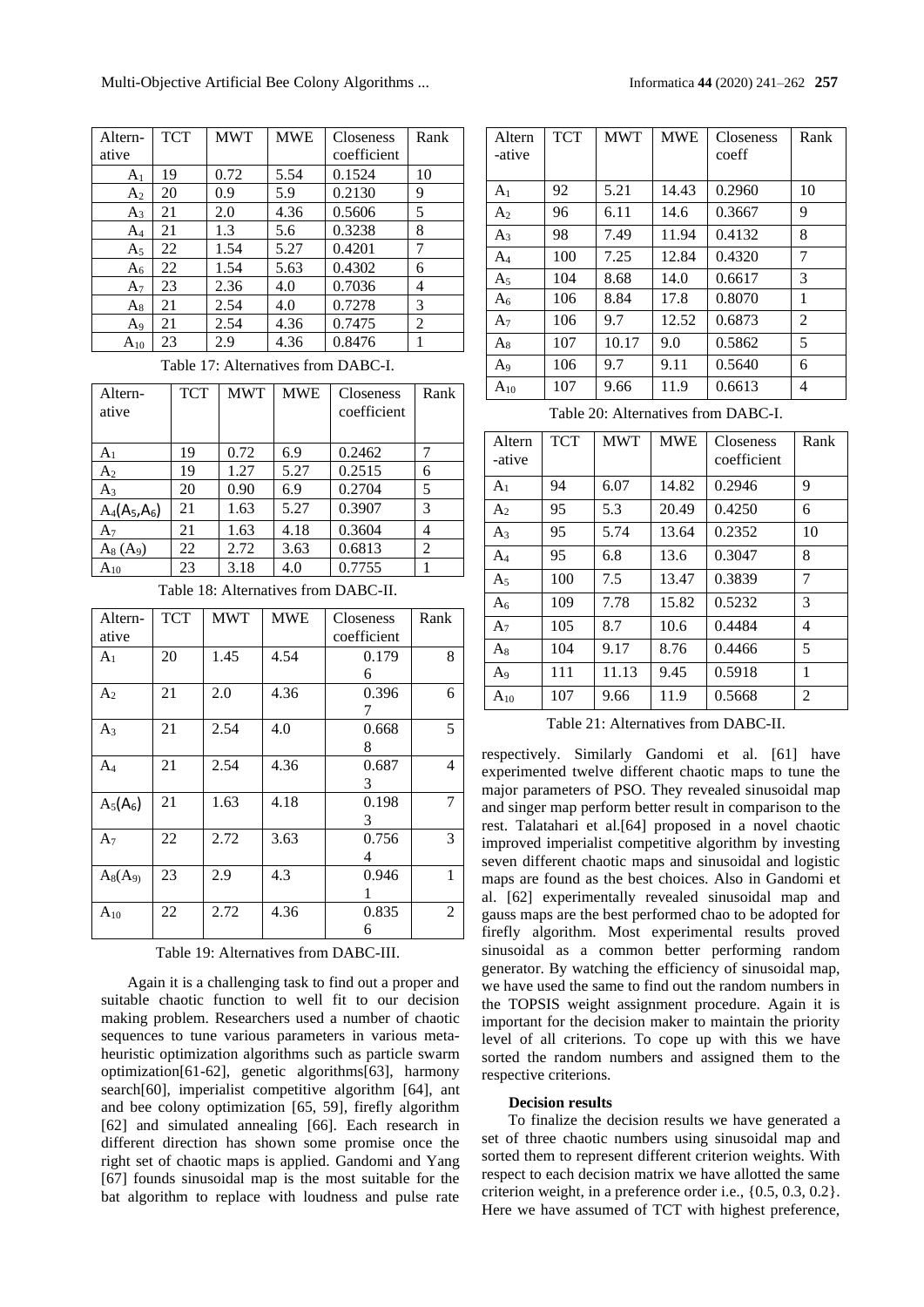| Altern-ative | TCT | MWT | MWE | Closeness coefficient | Rank |
|---|---|---|---|---|---|
| $A_1$ | 19 | 0.72 | 5.54 | 0.1524 | 10 |
| $A_2$ | 20 | 0.9 | 5.9 | 0.2130 | 9 |
| $A_3$ | 21 | 2.0 | 4.36 | 0.5606 | 5 |
| $A_4$ | 21 | 1.3 | 5.6 | 0.3238 | 8 |
| $A_5$ | 22 | 1.54 | 5.27 | 0.4201 | 7 |
| $A_6$ | 22 | 1.54 | 5.63 | 0.4302 | 6 |
| $A_7$ | 23 | 2.36 | 4.0 | 0.7036 | 4 |
| $A_8$ | 21 | 2.54 | 4.0 | 0.7278 | 3 |
| $A_9$ | 21 | 2.54 | 4.36 | 0.7475 | 2 |
| $A_{10}$ | 23 | 2.9 | 4.36 | 0.8476 | 1 |

Table 17: Alternatives from DABC-I.

| Altern-ative | TCT | MWT | MWE | Closeness coefficient | Rank |
|---|---|---|---|---|---|
| $A_1$ | 19 | 0.72 | 6.9 | 0.2462 | 7 |
| $A_2$ | 19 | 1.27 | 5.27 | 0.2515 | 6 |
| $A_3$ | 20 | 0.90 | 6.9 | 0.2704 | 5 |
| $A_4(A_5,A_6)$ | 21 | 1.63 | 5.27 | 0.3907 | 3 |
| $A_7$ | 21 | 1.63 | 4.18 | 0.3604 | 4 |
| $A_8$ $(A_9)$ | 22 | 2.72 | 3.63 | 0.6813 | 2 |
| $A_{10}$ | 23 | 3.18 | 4.0 | 0.7755 | 1 |

Table 18: Alternatives from DABC-II.

| Altern-ative | TCT | MWT | MWE | Closeness coefficient | Rank |
|---|---|---|---|---|---|
| $A_1$ | 20 | 1.45 | 4.54 | 0.1796 | 8 |
| $A_2$ | 21 | 2.0 | 4.36 | 0.3967 | 6 |
| $A_3$ | 21 | 2.54 | 4.0 | 0.6688 | 5 |
| $A_4$ | 21 | 2.54 | 4.36 | 0.6873 | 4 |
| $A_5(A_6)$ | 21 | 1.63 | 4.18 | 0.1983 | 7 |
| $A_7$ | 22 | 2.72 | 3.63 | 0.7564 | 3 |
| $A_8(A_9)$ | 23 | 2.9 | 4.3 | 0.9461 | 1 |
| $A_{10}$ | 22 | 2.72 | 4.36 | 0.8356 | 2 |

Table 19: Alternatives from DABC-III.

Again it is a challenging task to find out a proper and suitable chaotic function to well fit to our decision making problem. Researchers used a number of chaotic sequences to tune various parameters in various meta-heuristic optimization algorithms such as particle swarm optimization[61-62], genetic algorithms[63], harmony search[60], imperialist competitive algorithm [64], ant and bee colony optimization [65, 59], firefly algorithm [62] and simulated annealing [66]. Each research in different direction has shown some promise once the right set of chaotic maps is applied. Gandomi and Yang [67] founds sinusoidal map is the most suitable for the bat algorithm to replace with loudness and pulse rate respectively. Similarly Gandomi et al. [61] have experimented twelve different chaotic maps to tune the major parameters of PSO. They revealed sinusoidal map and singer map perform better result in comparison to the rest. Talatahari et al.[64] proposed in a novel chaotic improved imperialist competitive algorithm by investing seven different chaotic maps and sinusoidal and logistic maps are found as the best choices. Also in Gandomi et al. [62] experimentally revealed sinusoidal map and gauss maps are the best performed chao to be adopted for firefly algorithm. Most experimental results proved sinusoidal as a common better performing random generator. By watching the efficiency of sinusoidal map, we have used the same to find out the random numbers in the TOPSIS weight assignment procedure. Again it is important for the decision maker to maintain the priority level of all criterions. To cope up with this we have sorted the random numbers and assigned them to the respective criterions.

| Altern-ative | TCT | MWT | MWE | Closeness coeff | Rank |
|---|---|---|---|---|---|
| $A_1$ | 92 | 5.21 | 14.43 | 0.2960 | 10 |
| $A_2$ | 96 | 6.11 | 14.6 | 0.3667 | 9 |
| $A_3$ | 98 | 7.49 | 11.94 | 0.4132 | 8 |
| $A_4$ | 100 | 7.25 | 12.84 | 0.4320 | 7 |
| $A_5$ | 104 | 8.68 | 14.0 | 0.6617 | 3 |
| $A_6$ | 106 | 8.84 | 17.8 | 0.8070 | 1 |
| $A_7$ | 106 | 9.7 | 12.52 | 0.6873 | 2 |
| $A_8$ | 107 | 10.17 | 9.0 | 0.5862 | 5 |
| $A_9$ | 106 | 9.7 | 9.11 | 0.5640 | 6 |
| $A_{10}$ | 107 | 9.66 | 11.9 | 0.6613 | 4 |

Table 20: Alternatives from DABC-I.

| Altern-ative | TCT | MWT | MWE | Closeness coefficient | Rank |
|---|---|---|---|---|---|
| $A_1$ | 94 | 6.07 | 14.82 | 0.2946 | 9 |
| $A_2$ | 95 | 5.3 | 20.49 | 0.4250 | 6 |
| $A_3$ | 95 | 5.74 | 13.64 | 0.2352 | 10 |
| $A_4$ | 95 | 6.8 | 13.6 | 0.3047 | 8 |
| $A_5$ | 100 | 7.5 | 13.47 | 0.3839 | 7 |
| $A_6$ | 109 | 7.78 | 15.82 | 0.5232 | 3 |
| $A_7$ | 105 | 8.7 | 10.6 | 0.4484 | 4 |
| $A_8$ | 104 | 9.17 | 8.76 | 0.4466 | 5 |
| $A_9$ | 111 | 11.13 | 9.45 | 0.5918 | 1 |
| $A_{10}$ | 107 | 9.66 | 11.9 | 0.5668 | 2 |

Table 21: Alternatives from DABC-II.

**Decision results**

To finalize the decision results we have generated a set of three chaotic numbers using sinusoidal map and sorted them to represent different criterion weights. With respect to each decision matrix we have allotted the same criterion weight, in a preference order i.e., {0.5, 0.3, 0.2}. Here we have assumed of TCT with highest preference,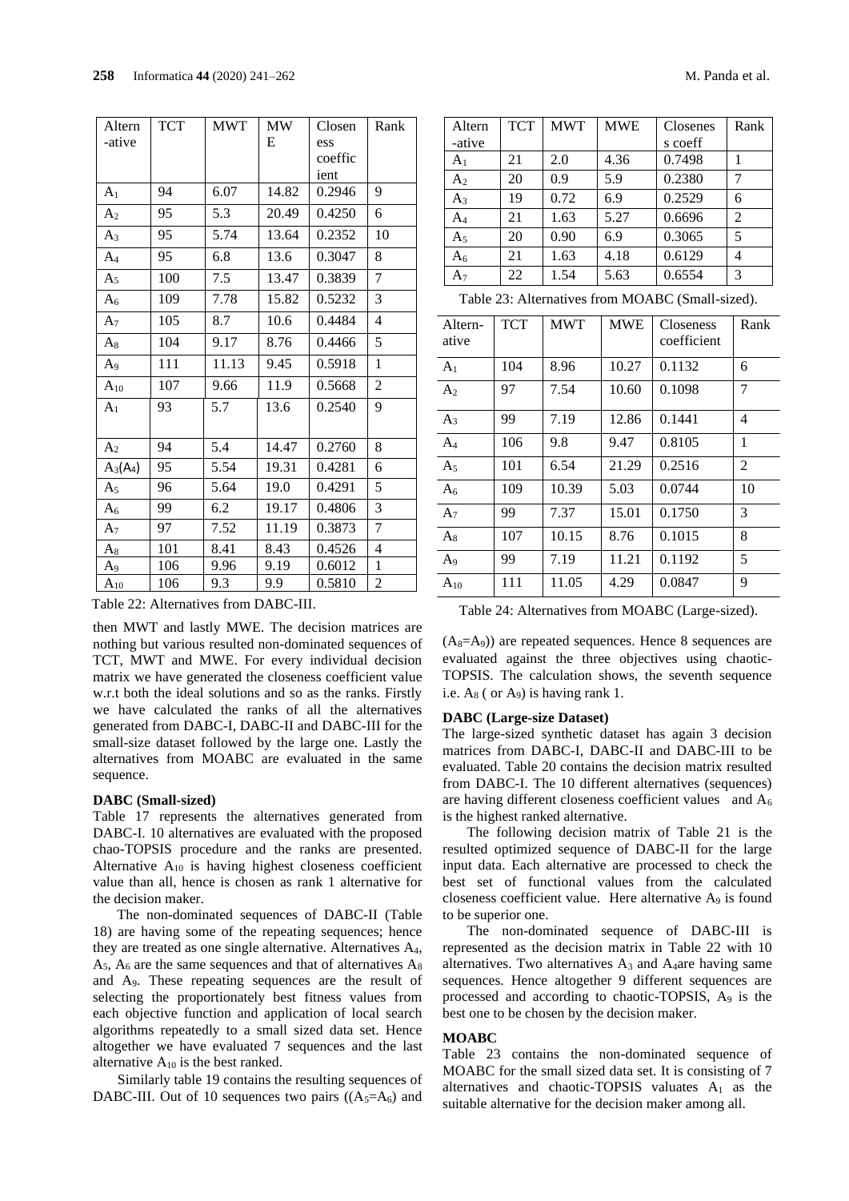| Altern-ative | TCT | MWT | MWE | Closeness coefficient | Rank |
|---|---|---|---|---|---|
| $A_1$ | 94 | 6.07 | 14.82 | 0.2946 | 9 |
| $A_2$ | 95 | 5.3 | 20.49 | 0.4250 | 6 |
| $A_3$ | 95 | 5.74 | 13.64 | 0.2352 | 10 |
| $A_4$ | 95 | 6.8 | 13.6 | 0.3047 | 8 |
| $A_5$ | 100 | 7.5 | 13.47 | 0.3839 | 7 |
| $A_6$ | 109 | 7.78 | 15.82 | 0.5232 | 3 |
| $A_7$ | 105 | 8.7 | 10.6 | 0.4484 | 4 |
| $A_8$ | 104 | 9.17 | 8.76 | 0.4466 | 5 |
| $A_9$ | 111 | 11.13 | 9.45 | 0.5918 | 1 |
| $A_{10}$ | 107 | 9.66 | 11.9 | 0.5668 | 2 |
| $A_1$ | 93 | 5.7 | 13.6 | 0.2540 | 9 |
| $A_2$ | 94 | 5.4 | 14.47 | 0.2760 | 8 |
| $A_3(A_4)$ | 95 | 5.54 | 19.31 | 0.4281 | 6 |
| $A_5$ | 96 | 5.64 | 19.0 | 0.4291 | 5 |
| $A_6$ | 99 | 6.2 | 19.17 | 0.4806 | 3 |
| $A_7$ | 97 | 7.52 | 11.19 | 0.3873 | 7 |
| $A_8$ | 101 | 8.41 | 8.43 | 0.4526 | 4 |
| $A_9$ | 106 | 9.96 | 9.19 | 0.6012 | 1 |
| $A_{10}$ | 106 | 9.3 | 9.9 | 0.5810 | 2 |

Table 22: Alternatives from DABC-III.

then MWT and lastly MWE. The decision matrices are nothing but various resulted non-dominated sequences of TCT, MWT and MWE. For every individual decision matrix we have generated the closeness coefficient value w.r.t both the ideal solutions and so as the ranks. Firstly we have calculated the ranks of all the alternatives generated from DABC-I, DABC-II and DABC-III for the small-size dataset followed by the large one. Lastly the alternatives from MOABC are evaluated in the same sequence.

**DABC (Small-sized)**

Table 17 represents the alternatives generated from DABC-I. 10 alternatives are evaluated with the proposed chao-TOPSIS procedure and the ranks are presented. Alternative $A_{10}$ is having highest closeness coefficient value than all, hence is chosen as rank 1 alternative for the decision maker.

The non-dominated sequences of DABC-II (Table 18) are having some of the repeating sequences; hence they are treated as one single alternative. Alternatives $A_4$, $A_5$, $A_6$ are the same sequences and that of alternatives $A_8$ and $A_9$. These repeating sequences are the result of selecting the proportionately best fitness values from each objective function and application of local search algorithms repeatedly to a small sized data set. Hence altogether we have evaluated 7 sequences and the last alternative $A_{10}$ is the best ranked.

Similarly table 19 contains the resulting sequences of DABC-III. Out of 10 sequences two pairs (($A_5$=$A_6$) and ($A_8$=$A_9$)) are repeated sequences. Hence 8 sequences are evaluated against the three objectives using chaotic-TOPSIS. The calculation shows, the seventh sequence i.e. $A_8$ ( or $A_9$) is having rank 1.

**DABC (Large-size Dataset)**

The large-sized synthetic dataset has again 3 decision matrices from DABC-I, DABC-II and DABC-III to be evaluated. Table 20 contains the decision matrix resulted from DABC-I. The 10 different alternatives (sequences) are having different closeness coefficient values and $A_6$ is the highest ranked alternative.

The following decision matrix of Table 21 is the resulted optimized sequence of DABC-II for the large input data. Each alternative are processed to check the best set of functional values from the calculated closeness coefficient value. Here alternative $A_9$ is found to be superior one.

The non-dominated sequence of DABC-III is represented as the decision matrix in Table 22 with 10 alternatives. Two alternatives $A_3$ and $A_4$are having same sequences. Hence altogether 9 different sequences are processed and according to chaotic-TOPSIS, $A_9$ is the best one to be chosen by the decision maker.

**MOABC**

Table 23 contains the non-dominated sequence of MOABC for the small sized data set. It is consisting of 7 alternatives and chaotic-TOPSIS valuates $A_1$ as the suitable alternative for the decision maker among all.

| Altern-ative | TCT | MWT | MWE | Closeness coeff | Rank |
|---|---|---|---|---|---|
| $A_1$ | 21 | 2.0 | 4.36 | 0.7498 | 1 |
| $A_2$ | 20 | 0.9 | 5.9 | 0.2380 | 7 |
| $A_3$ | 19 | 0.72 | 6.9 | 0.2529 | 6 |
| $A_4$ | 21 | 1.63 | 5.27 | 0.6696 | 2 |
| $A_5$ | 20 | 0.90 | 6.9 | 0.3065 | 5 |
| $A_6$ | 21 | 1.63 | 4.18 | 0.6129 | 4 |
| $A_7$ | 22 | 1.54 | 5.63 | 0.6554 | 3 |

Table 23: Alternatives from MOABC (Small-sized).

| Altern-ative | TCT | MWT | MWE | Closeness coefficient | Rank |
|---|---|---|---|---|---|
| $A_1$ | 104 | 8.96 | 10.27 | 0.1132 | 6 |
| $A_2$ | 97 | 7.54 | 10.60 | 0.1098 | 7 |
| $A_3$ | 99 | 7.19 | 12.86 | 0.1441 | 4 |
| $A_4$ | 106 | 9.8 | 9.47 | 0.8105 | 1 |
| $A_5$ | 101 | 6.54 | 21.29 | 0.2516 | 2 |
| $A_6$ | 109 | 10.39 | 5.03 | 0.0744 | 10 |
| $A_7$ | 99 | 7.37 | 15.01 | 0.1750 | 3 |
| $A_8$ | 107 | 10.15 | 8.76 | 0.1015 | 8 |
| $A_9$ | 99 | 7.19 | 11.21 | 0.1192 | 5 |
| $A_{10}$ | 111 | 11.05 | 4.29 | 0.0847 | 9 |

Table 24: Alternatives from MOABC (Large-sized).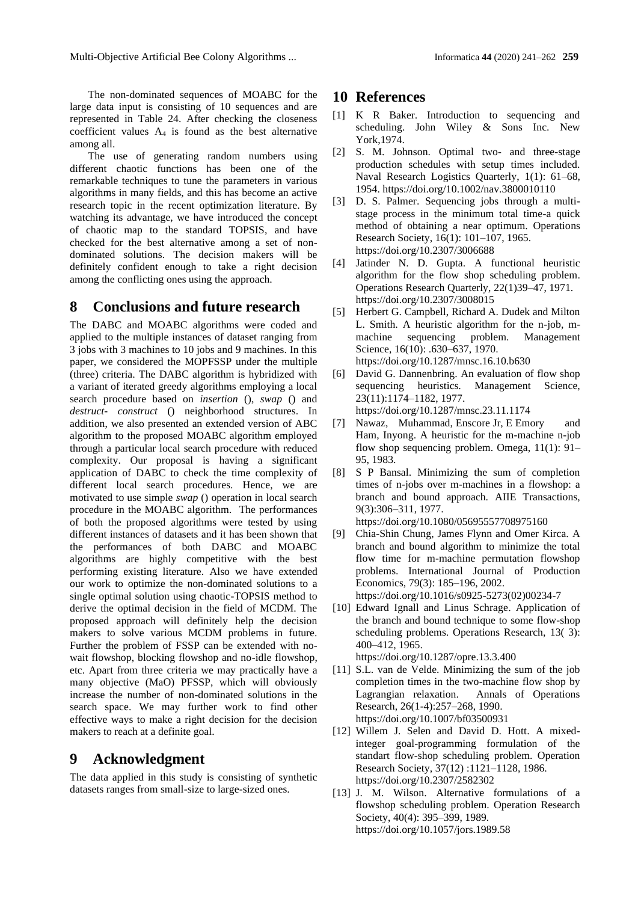The non-dominated sequences of MOABC for the large data input is consisting of 10 sequences and are represented in Table 24. After checking the closeness coefficient values $A_4$ is found as the best alternative among all.

The use of generating random numbers using different chaotic functions has been one of the remarkable techniques to tune the parameters in various algorithms in many fields, and this has become an active research topic in the recent optimization literature. By watching its advantage, we have introduced the concept of chaotic map to the standard TOPSIS, and have checked for the best alternative among a set of non-dominated solutions. The decision makers will be definitely confident enough to take a right decision among the conflicting ones using the approach.

# 8 Conclusions and future research

The DABC and MOABC algorithms were coded and applied to the multiple instances of dataset ranging from 3 jobs with 3 machines to 10 jobs and 9 machines. In this paper, we considered the MOPFSSP under the multiple (three) criteria. The DABC algorithm is hybridized with a variant of iterated greedy algorithms employing a local search procedure based on *insertion* (), *swap* () and *destruct- construct* () neighborhood structures. In addition, we also presented an extended version of ABC algorithm to the proposed MOABC algorithm employed through a particular local search procedure with reduced complexity. Our proposal is having a significant application of DABC to check the time complexity of different local search procedures. Hence, we are motivated to use simple *swap* () operation in local search procedure in the MOABC algorithm. The performances of both the proposed algorithms were tested by using different instances of datasets and it has been shown that the performances of both DABC and MOABC algorithms are highly competitive with the best performing existing literature. Also we have extended our work to optimize the non-dominated solutions to a single optimal solution using chaotic-TOPSIS method to derive the optimal decision in the field of MCDM. The proposed approach will definitely help the decision makers to solve various MCDM problems in future. Further the problem of FSSP can be extended with no-wait flowshop, blocking flowshop and no-idle flowshop, etc. Apart from three criteria we may practically have a many objective (MaO) PFSSP, which will obviously increase the number of non-dominated solutions in the search space. We may further work to find other effective ways to make a right decision for the decision makers to reach at a definite goal.

# 9 Acknowledgment

The data applied in this study is consisting of synthetic datasets ranges from small-size to large-sized ones.

# 10 References

[1] K R Baker. Introduction to sequencing and scheduling. John Wiley & Sons Inc. New York,1974.

[2] S. M. Johnson. Optimal two- and three-stage production schedules with setup times included. Naval Research Logistics Quarterly, 1(1): 61–68, 1954. https://doi.org/10.1002/nav.3800010110

[3] D. S. Palmer. Sequencing jobs through a multi-stage process in the minimum total time-a quick method of obtaining a near optimum. Operations Research Society, 16(1): 101–107, 1965. https://doi.org/10.2307/3006688

[4] Jatinder N. D. Gupta. A functional heuristic algorithm for the flow shop scheduling problem. Operations Research Quarterly, 22(1)39–47, 1971. https://doi.org/10.2307/3008015

[5] Herbert G. Campbell, Richard A. Dudek and Milton L. Smith. A heuristic algorithm for the n-job, m-machine sequencing problem. Management Science, 16(10): .630–637, 1970. https://doi.org/10.1287/mnsc.16.10.b630

[6] David G. Dannenbring. An evaluation of flow shop sequencing heuristics. Management Science, 23(11):1174–1182, 1977. https://doi.org/10.1287/mnsc.23.11.1174

[7] Nawaz, Muhammad, Enscore Jr, E Emory and Ham, Inyong. A heuristic for the m-machine n-job flow shop sequencing problem. Omega, 11(1): 91–95, 1983.

[8] S P Bansal. Minimizing the sum of completion times of n-jobs over m-machines in a flowshop: a branch and bound approach. AIIE Transactions, 9(3):306–311, 1977. https://doi.org/10.1080/05695557708975160

[9] Chia-Shin Chung, James Flynn and Omer Kirca. A branch and bound algorithm to minimize the total flow time for m-machine permutation flowshop problems. International Journal of Production Economics, 79(3): 185–196, 2002. https://doi.org/10.1016/s0925-5273(02)00234-7

[10] Edward Ignall and Linus Schrage. Application of the branch and bound technique to some flow-shop scheduling problems. Operations Research, 13( 3): 400–412, 1965. https://doi.org/10.1287/opre.13.3.400

[11] S.L. van de Velde. Minimizing the sum of the job completion times in the two-machine flow shop by Lagrangian relaxation. Annals of Operations Research, 26(1-4):257–268, 1990. https://doi.org/10.1007/bf03500931

[12] Willem J. Selen and David D. Hott. A mixed-integer goal-programming formulation of the standart flow-shop scheduling problem. Operation Research Society, 37(12) :1121–1128, 1986. https://doi.org/10.2307/2582302

[13] J. M. Wilson. Alternative formulations of a flowshop scheduling problem. Operation Research Society, 40(4): 395–399, 1989. https://doi.org/10.1057/jors.1989.58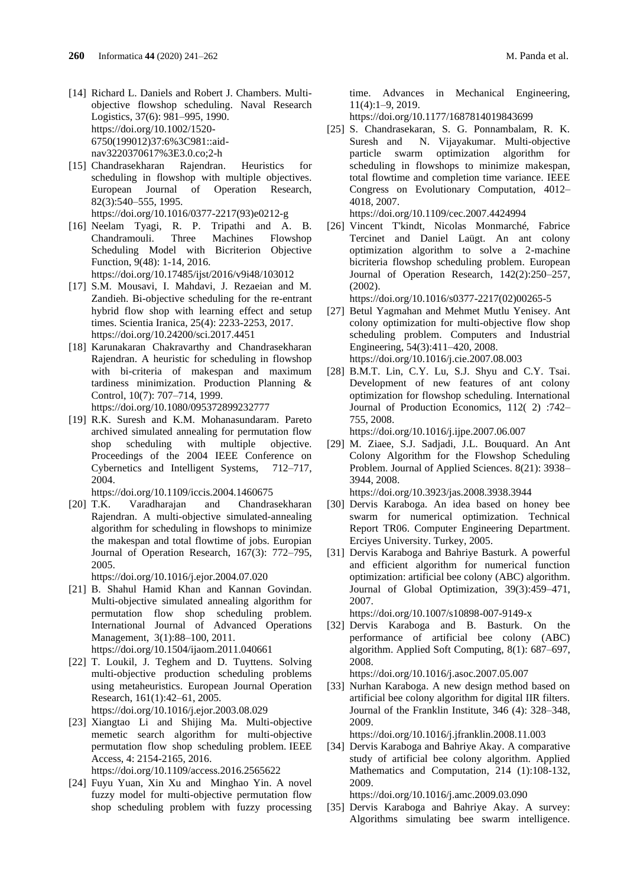[14] Richard L. Daniels and Robert J. Chambers. Multi-objective flowshop scheduling. Naval Research Logistics, 37(6): 981–995, 1990. https://doi.org/10.1002/1520-6750(199012)37:6%3C981::aid-nav3220370617%3E3.0.co;2-h

[15] Chandrasekharan Rajendran. Heuristics for scheduling in flowshop with multiple objectives. European Journal of Operation Research, 82(3):540–555, 1995. https://doi.org/10.1016/0377-2217(93)e0212-g

[16] Neelam Tyagi, R. P. Tripathi and A. B. Chandramouli. Three Machines Flowshop Scheduling Model with Bicriterion Objective Function, 9(48): 1-14, 2016. https://doi.org/10.17485/ijst/2016/v9i48/103012

[17] S.M. Mousavi, I. Mahdavi, J. Rezaeian and M. Zandieh. Bi-objective scheduling for the re-entrant hybrid flow shop with learning effect and setup times. Scientia Iranica, 25(4): 2233-2253, 2017. https://doi.org/10.24200/sci.2017.4451

[18] Karunakaran Chakravarthy and Chandrasekharan Rajendran. A heuristic for scheduling in flowshop with bi-criteria of makespan and maximum tardiness minimization. Production Planning & Control, 10(7): 707–714, 1999. https://doi.org/10.1080/095372899232777

[19] R.K. Suresh and K.M. Mohanasundaram. Pareto archived simulated annealing for permutation flow shop scheduling with multiple objective. Proceedings of the 2004 IEEE Conference on Cybernetics and Intelligent Systems, 712–717, 2004. https://doi.org/10.1109/iccis.2004.1460675

[20] T.K. Varadharajan and Chandrasekharan Rajendran. A multi-objective simulated-annealing algorithm for scheduling in flowshops to minimize the makespan and total flowtime of jobs. Europian Journal of Operation Research, 167(3): 772–795, 2005. https://doi.org/10.1016/j.ejor.2004.07.020

[21] B. Shahul Hamid Khan and Kannan Govindan. Multi-objective simulated annealing algorithm for permutation flow shop scheduling problem. International Journal of Advanced Operations Management, 3(1):88–100, 2011. https://doi.org/10.1504/ijaom.2011.040661

[22] T. Loukil, J. Teghem and D. Tuyttens. Solving multi-objective production scheduling problems using metaheuristics. European Journal Operation Research, 161(1):42–61, 2005. https://doi.org/10.1016/j.ejor.2003.08.029

[23] Xiangtao Li and Shijing Ma. Multi-objective memetic search algorithm for multi-objective permutation flow shop scheduling problem. IEEE Access, 4: 2154-2165, 2016. https://doi.org/10.1109/access.2016.2565622

[24] Fuyu Yuan, Xin Xu and Minghao Yin. A novel fuzzy model for multi-objective permutation flow shop scheduling problem with fuzzy processing time. Advances in Mechanical Engineering, 11(4):1–9, 2019. https://doi.org/10.1177/1687814019843699

[25] S. Chandrasekaran, S. G. Ponnambalam, R. K. Suresh and N. Vijayakumar. Multi-objective particle swarm optimization algorithm for scheduling in flowshops to minimize makespan, total flowtime and completion time variance. IEEE Congress on Evolutionary Computation, 4012–4018, 2007. https://doi.org/10.1109/cec.2007.4424994

[26] Vincent T'kindt, Nicolas Monmarché, Fabrice Tercinet and Daniel Laügt. An ant colony optimization algorithm to solve a 2-machine bicriteria flowshop scheduling problem. European Journal of Operation Research, 142(2):250–257, (2002). https://doi.org/10.1016/s0377-2217(02)00265-5

[27] Betul Yagmahan and Mehmet Mutlu Yenisey. Ant colony optimization for multi-objective flow shop scheduling problem. Computers and Industrial Engineering, 54(3):411–420, 2008. https://doi.org/10.1016/j.cie.2007.08.003

[28] B.M.T. Lin, C.Y. Lu, S.J. Shyu and C.Y. Tsai. Development of new features of ant colony optimization for flowshop scheduling. International Journal of Production Economics, 112( 2) :742–755, 2008. https://doi.org/10.1016/j.ijpe.2007.06.007

[29] M. Ziaee, S.J. Sadjadi, J.L. Bouquard. An Ant Colony Algorithm for the Flowshop Scheduling Problem. Journal of Applied Sciences. 8(21): 3938–3944, 2008. https://doi.org/10.3923/jas.2008.3938.3944

[30] Dervis Karaboga. An idea based on honey bee swarm for numerical optimization. Technical Report TR06. Computer Engineering Department. Erciyes University. Turkey, 2005.

[31] Dervis Karaboga and Bahriye Basturk. A powerful and efficient algorithm for numerical function optimization: artificial bee colony (ABC) algorithm. Journal of Global Optimization, 39(3):459–471, 2007. https://doi.org/10.1007/s10898-007-9149-x

[32] Dervis Karaboga and B. Basturk. On the performance of artificial bee colony (ABC) algorithm. Applied Soft Computing, 8(1): 687–697, 2008. https://doi.org/10.1016/j.asoc.2007.05.007

[33] Nurhan Karaboga. A new design method based on artificial bee colony algorithm for digital IIR filters. Journal of the Franklin Institute, 346 (4): 328–348, 2009. https://doi.org/10.1016/j.jfranklin.2008.11.003

[34] Dervis Karaboga and Bahriye Akay. A comparative study of artificial bee colony algorithm. Applied Mathematics and Computation, 214 (1):108-132, 2009. https://doi.org/10.1016/j.amc.2009.03.090

[35] Dervis Karaboga and Bahriye Akay. A survey: Algorithms simulating bee swarm intelligence.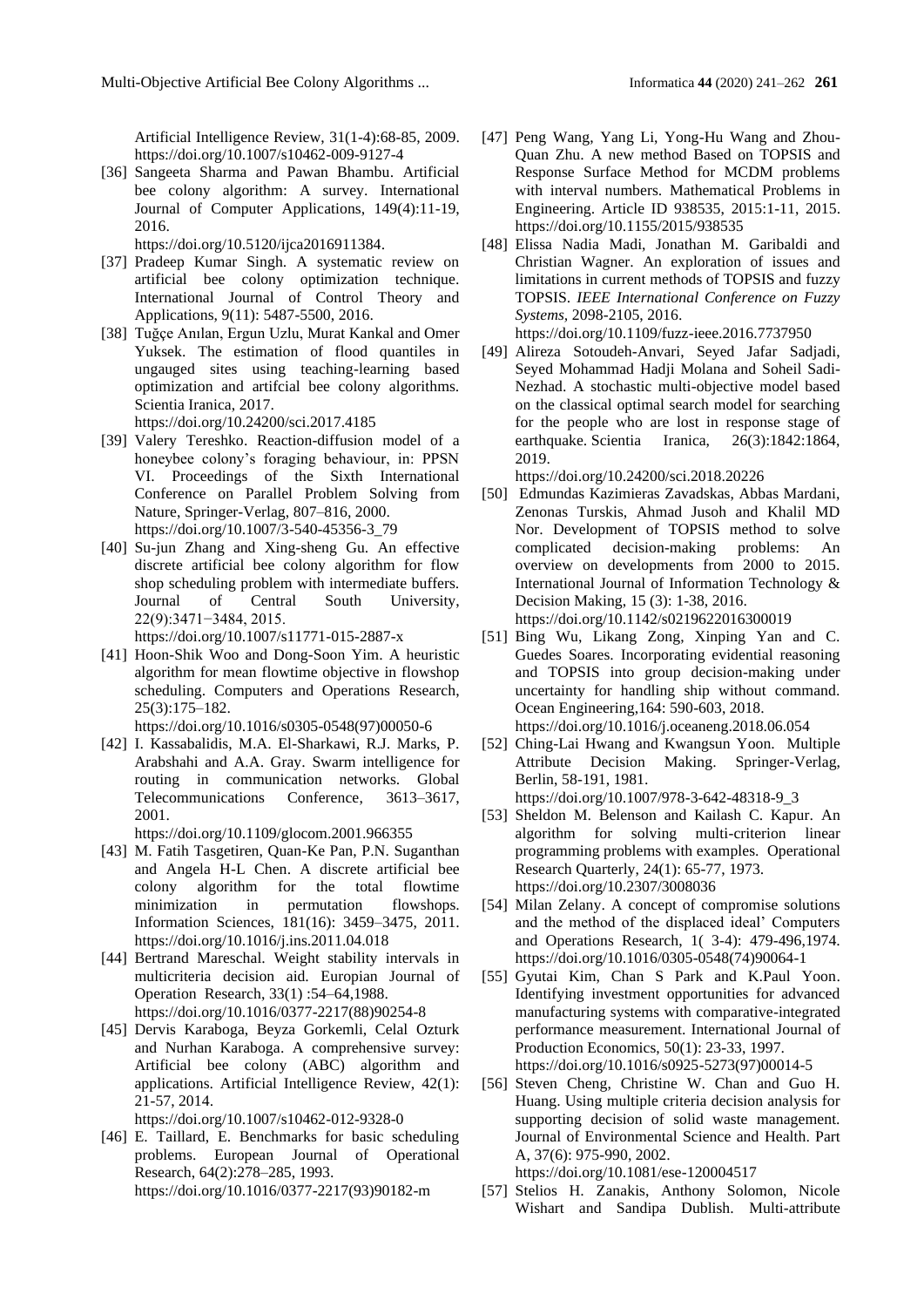Artificial Intelligence Review, 31(1-4):68-85, 2009. https://doi.org/10.1007/s10462-009-9127-4

[36] Sangeeta Sharma and Pawan Bhambu. Artificial bee colony algorithm: A survey. International Journal of Computer Applications, 149(4):11-19, 2016. https://doi.org/10.5120/ijca2016911384.

[37] Pradeep Kumar Singh. A systematic review on artificial bee colony optimization technique. International Journal of Control Theory and Applications, 9(11): 5487-5500, 2016.

[38] Tuğçe Anılan, Ergun Uzlu, Murat Kankal and Omer Yuksek. The estimation of flood quantiles in ungauged sites using teaching-learning based optimization and artfcial bee colony algorithms. Scientia Iranica, 2017. https://doi.org/10.24200/sci.2017.4185

[39] Valery Tereshko. Reaction-diffusion model of a honeybee colony's foraging behaviour, in: PPSN VI. Proceedings of the Sixth International Conference on Parallel Problem Solving from Nature, Springer-Verlag, 807–816, 2000. https://doi.org/10.1007/3-540-45356-3_79

[40] Su-jun Zhang and Xing-sheng Gu. An effective discrete artificial bee colony algorithm for flow shop scheduling problem with intermediate buffers. Journal of Central South University, 22(9):3471−3484, 2015. https://doi.org/10.1007/s11771-015-2887-x

[41] Hoon-Shik Woo and Dong-Soon Yim. A heuristic algorithm for mean flowtime objective in flowshop scheduling. Computers and Operations Research, 25(3):175–182. https://doi.org/10.1016/s0305-0548(97)00050-6

[42] I. Kassabalidis, M.A. El-Sharkawi, R.J. Marks, P. Arabshahi and A.A. Gray. Swarm intelligence for routing in communication networks. Global Telecommunications Conference, 3613–3617, 2001. https://doi.org/10.1109/glocom.2001.966355

[43] M. Fatih Tasgetiren, Quan-Ke Pan, P.N. Suganthan and Angela H-L Chen. A discrete artificial bee colony algorithm for the total flowtime minimization in permutation flowshops. Information Sciences, 181(16): 3459–3475, 2011. https://doi.org/10.1016/j.ins.2011.04.018

[44] Bertrand Mareschal. Weight stability intervals in multicriteria decision aid. Europian Journal of Operation Research, 33(1) :54–64,1988. https://doi.org/10.1016/0377-2217(88)90254-8

[45] Dervis Karaboga, Beyza Gorkemli, Celal Ozturk and Nurhan Karaboga. A comprehensive survey: Artificial bee colony (ABC) algorithm and applications. Artificial Intelligence Review, 42(1): 21-57, 2014. https://doi.org/10.1007/s10462-012-9328-0

[46] E. Taillard, E. Benchmarks for basic scheduling problems. European Journal of Operational Research, 64(2):278–285, 1993. https://doi.org/10.1016/0377-2217(93)90182-m

[47] Peng Wang, Yang Li, Yong-Hu Wang and Zhou-Quan Zhu. A new method Based on TOPSIS and Response Surface Method for MCDM problems with interval numbers. Mathematical Problems in Engineering. Article ID 938535, 2015:1-11, 2015. https://doi.org/10.1155/2015/938535

[48] Elissa Nadia Madi, Jonathan M. Garibaldi and Christian Wagner. An exploration of issues and limitations in current methods of TOPSIS and fuzzy TOPSIS. *IEEE International Conference on Fuzzy Systems,* 2098-2105, 2016. https://doi.org/10.1109/fuzz-ieee.2016.7737950

[49] Alireza Sotoudeh-Anvari, Seyed Jafar Sadjadi, Seyed Mohammad Hadji Molana and Soheil Sadi-Nezhad. A stochastic multi-objective model based on the classical optimal search model for searching for the people who are lost in response stage of earthquake. Scientia Iranica, 26(3):1842:1864, 2019. https://doi.org/10.24200/sci.2018.20226

[50] Edmundas Kazimieras Zavadskas, Abbas Mardani, Zenonas Turskis, Ahmad Jusoh and Khalil MD Nor. Development of TOPSIS method to solve complicated decision-making problems: An overview on developments from 2000 to 2015. International Journal of Information Technology & Decision Making, 15 (3): 1-38, 2016. https://doi.org/10.1142/s0219622016300019

[51] Bing Wu, Likang Zong, Xinping Yan and C. Guedes Soares. Incorporating evidential reasoning and TOPSIS into group decision-making under uncertainty for handling ship without command. Ocean Engineering,164: 590-603, 2018. https://doi.org/10.1016/j.oceaneng.2018.06.054

[52] Ching-Lai Hwang and Kwangsun Yoon. Multiple Attribute Decision Making. Springer-Verlag, Berlin, 58-191, 1981. https://doi.org/10.1007/978-3-642-48318-9_3

[53] Sheldon M. Belenson and Kailash C. Kapur. An algorithm for solving multi-criterion linear programming problems with examples. Operational Research Quarterly, 24(1): 65-77, 1973. https://doi.org/10.2307/3008036

[54] Milan Zelany. A concept of compromise solutions and the method of the displaced ideal' Computers and Operations Research, 1( 3-4): 479-496,1974. https://doi.org/10.1016/0305-0548(74)90064-1

[55] Gyutai Kim, Chan S Park and K.Paul Yoon. Identifying investment opportunities for advanced manufacturing systems with comparative-integrated performance measurement. International Journal of Production Economics, 50(1): 23-33, 1997. https://doi.org/10.1016/s0925-5273(97)00014-5

[56] Steven Cheng, Christine W. Chan and Guo H. Huang. Using multiple criteria decision analysis for supporting decision of solid waste management. Journal of Environmental Science and Health. Part A, 37(6): 975-990, 2002. https://doi.org/10.1081/ese-120004517

[57] Stelios H. Zanakis, Anthony Solomon, Nicole Wishart and Sandipa Dublish. Multi-attribute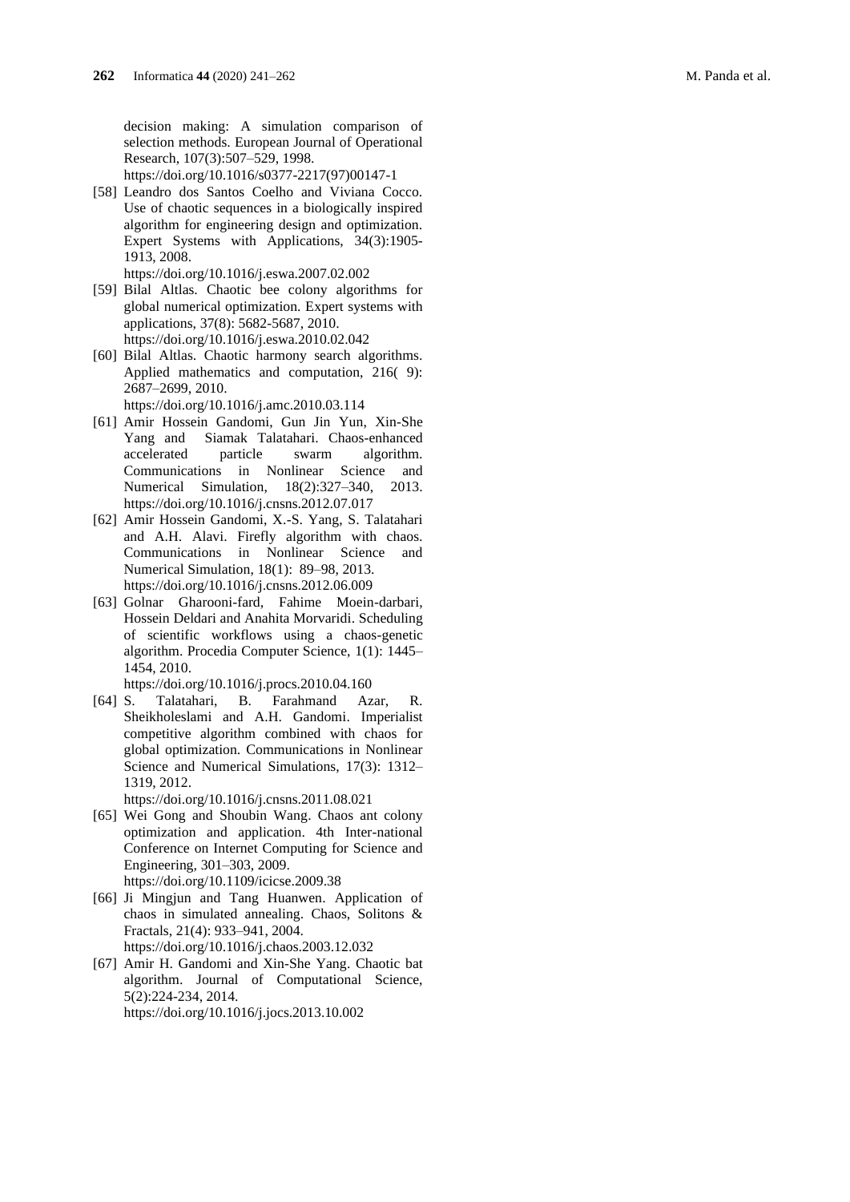decision making: A simulation comparison of selection methods. European Journal of Operational Research, 107(3):507–529, 1998. https://doi.org/10.1016/s0377-2217(97)00147-1

[58] Leandro dos Santos Coelho and Viviana Cocco. Use of chaotic sequences in a biologically inspired algorithm for engineering design and optimization. Expert Systems with Applications, 34(3):1905-1913, 2008. https://doi.org/10.1016/j.eswa.2007.02.002

[59] Bilal Altlas. Chaotic bee colony algorithms for global numerical optimization. Expert systems with applications, 37(8): 5682-5687, 2010. https://doi.org/10.1016/j.eswa.2010.02.042

[60] Bilal Altlas. Chaotic harmony search algorithms. Applied mathematics and computation, 216( 9): 2687–2699, 2010. https://doi.org/10.1016/j.amc.2010.03.114

[61] Amir Hossein Gandomi, Gun Jin Yun, Xin-She Yang and Siamak Talatahari. Chaos-enhanced accelerated particle swarm algorithm. Communications in Nonlinear Science and Numerical Simulation, 18(2):327–340, 2013. https://doi.org/10.1016/j.cnsns.2012.07.017

[62] Amir Hossein Gandomi, X.-S. Yang, S. Talatahari and A.H. Alavi. Firefly algorithm with chaos. Communications in Nonlinear Science and Numerical Simulation, 18(1): 89–98, 2013. https://doi.org/10.1016/j.cnsns.2012.06.009

[63] Golnar Gharooni-fard, Fahime Moein-darbari, Hossein Deldari and Anahita Morvaridi. Scheduling of scientific workflows using a chaos-genetic algorithm. Procedia Computer Science, 1(1): 1445–1454, 2010. https://doi.org/10.1016/j.procs.2010.04.160

[64] S. Talatahari, B. Farahmand Azar, R. Sheikholeslami and A.H. Gandomi. Imperialist competitive algorithm combined with chaos for global optimization. Communications in Nonlinear Science and Numerical Simulations, 17(3): 1312–1319, 2012. https://doi.org/10.1016/j.cnsns.2011.08.021

[65] Wei Gong and Shoubin Wang. Chaos ant colony optimization and application. 4th Inter-national Conference on Internet Computing for Science and Engineering, 301–303, 2009. https://doi.org/10.1109/icicse.2009.38

[66] Ji Mingjun and Tang Huanwen. Application of chaos in simulated annealing. Chaos, Solitons & Fractals, 21(4): 933–941, 2004. https://doi.org/10.1016/j.chaos.2003.12.032

[67] Amir H. Gandomi and Xin-She Yang. Chaotic bat algorithm. Journal of Computational Science, 5(2):224-234, 2014. https://doi.org/10.1016/j.jocs.2013.10.002